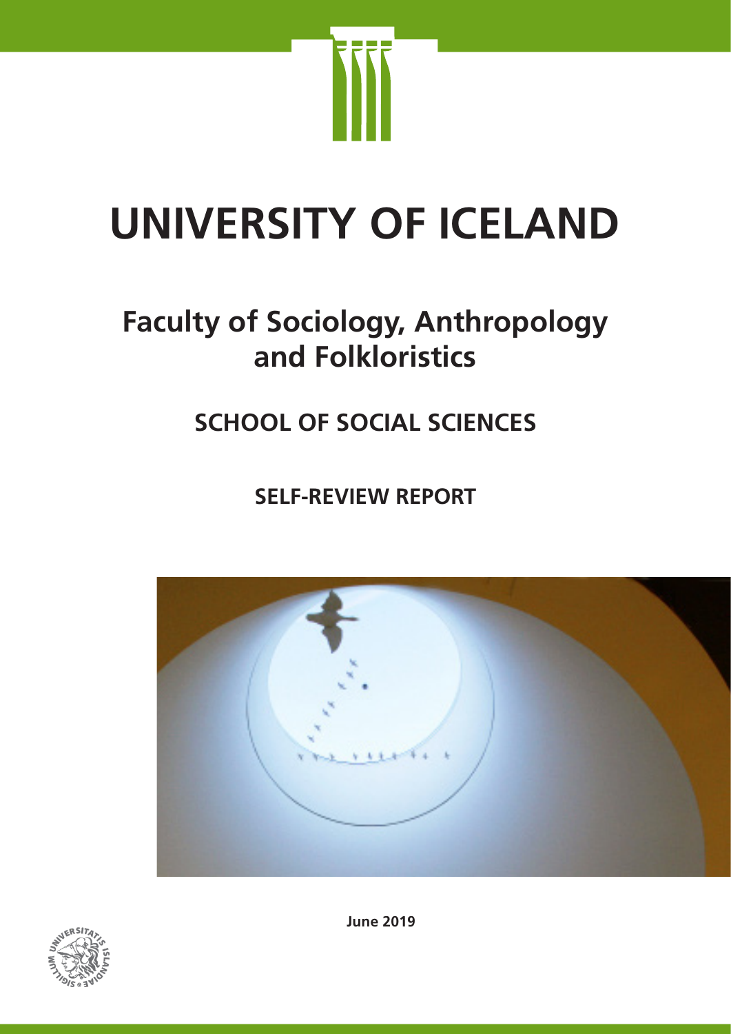# UNIVERSITY OF ICELAND

## Faculty of Sociology, Anthropology and Folkloristics

### SCHOOL OF SOCIAL SCIENCES

### SELF-REVIEW REPORT

**June 2019**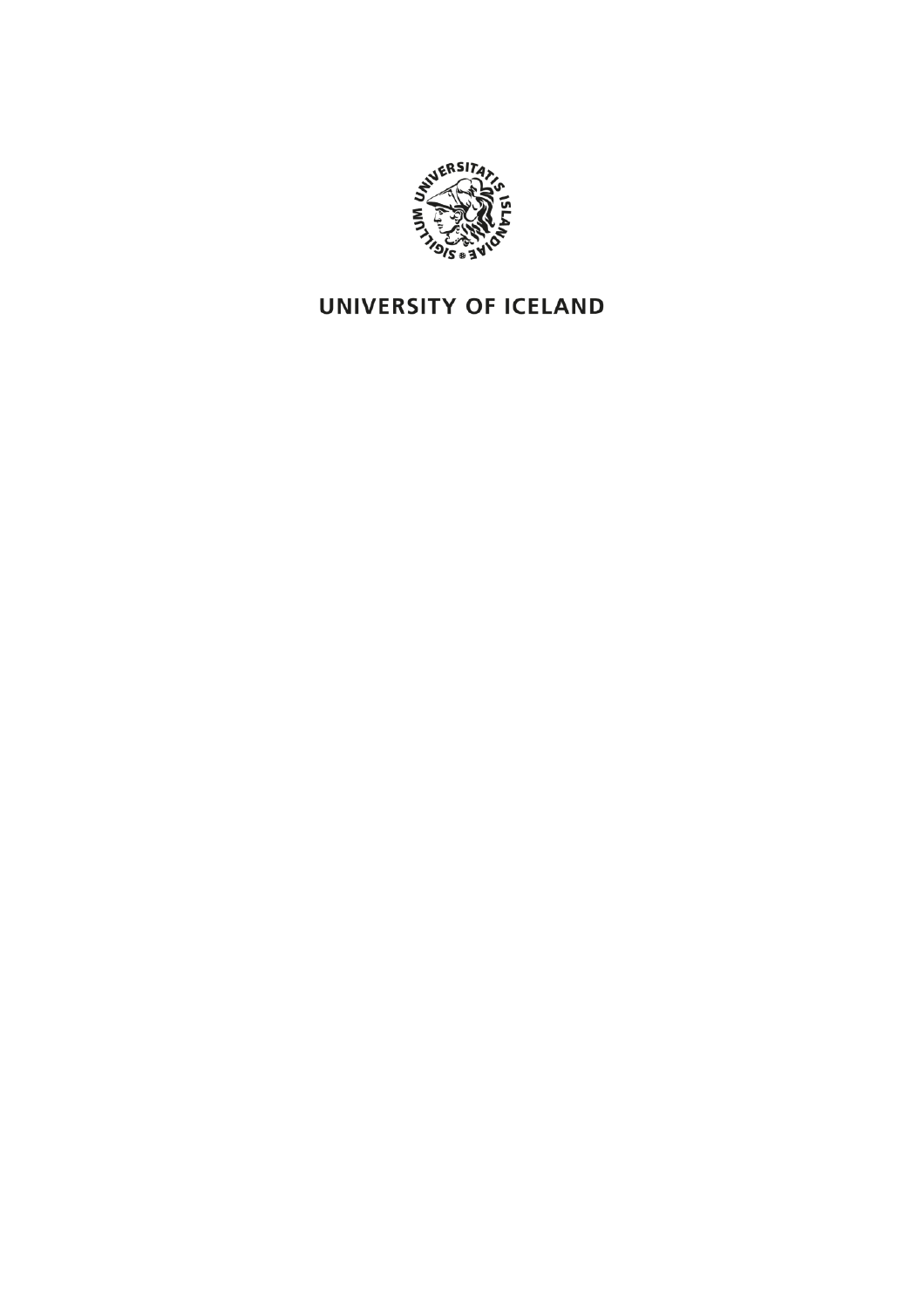UNIVERSITY OF ICELAND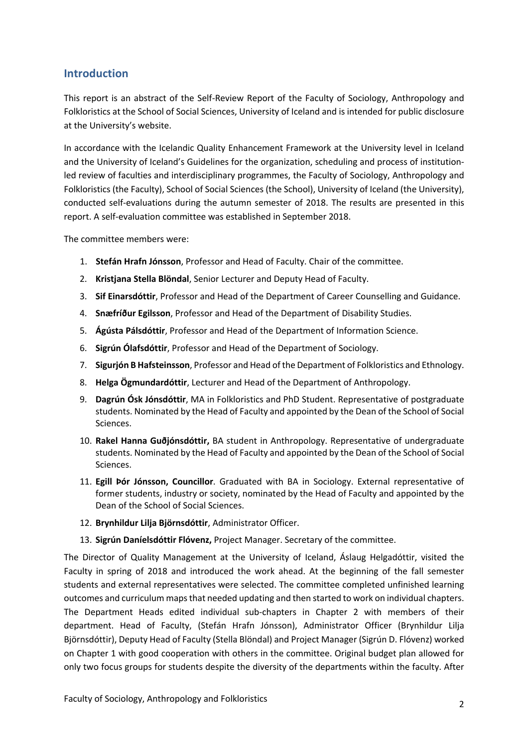## Introduction

This report is an abstract of the Self-Review Report of the Faculty of Sociology, Anthropology and Folkloristics at the School of Social Sciences, University of Iceland and is intended for public disclosure at the University's website.

In accordance with the Icelandic Quality Enhancement Framework at the University level in Iceland and the University of Iceland's Guidelines for the organization, scheduling and process of institution-led review of faculties and interdisciplinary programmes, the Faculty of Sociology, Anthropology and Folkloristics (the Faculty), School of Social Sciences (the School), University of Iceland (the University), conducted self-evaluations during the autumn semester of 2018. The results are presented in this report. A self-evaluation committee was established in September 2018.

The committee members were:

1. **Stefán Hrafn Jónsson**, Professor and Head of Faculty. Chair of the committee.
2. **Kristjana Stella Blöndal**, Senior Lecturer and Deputy Head of Faculty.
3. **Sif Einarsdóttir**, Professor and Head of the Department of Career Counselling and Guidance.
4. **Snæfríður Egilsson**, Professor and Head of the Department of Disability Studies.
5. **Ágústa Pálsdóttir**, Professor and Head of the Department of Information Science.
6. **Sigrún Ólafsdóttir**, Professor and Head of the Department of Sociology.
7. **Sigurjón B Hafsteinsson**, Professor and Head of the Department of Folkloristics and Ethnology.
8. **Helga Ögmundardóttir**, Lecturer and Head of the Department of Anthropology.
9. **Dagrún Ósk Jónsdóttir**, MA in Folkloristics and PhD Student. Representative of postgraduate students. Nominated by the Head of Faculty and appointed by the Dean of the School of Social Sciences.
10. **Rakel Hanna Guðjónsdóttir,** BA student in Anthropology. Representative of undergraduate students. Nominated by the Head of Faculty and appointed by the Dean of the School of Social Sciences.
11. **Egill Þór Jónsson, Councillor**. Graduated with BA in Sociology. External representative of former students, industry or society, nominated by the Head of Faculty and appointed by the Dean of the School of Social Sciences.
12. **Brynhildur Lilja Björnsdóttir**, Administrator Officer.
13. **Sigrún Daníelsdóttir Flóvenz,** Project Manager. Secretary of the committee.

The Director of Quality Management at the University of Iceland, Áslaug Helgadóttir, visited the Faculty in spring of 2018 and introduced the work ahead. At the beginning of the fall semester students and external representatives were selected. The committee completed unfinished learning outcomes and curriculum maps that needed updating and then started to work on individual chapters. The Department Heads edited individual sub-chapters in Chapter 2 with members of their department. Head of Faculty, (Stefán Hrafn Jónsson), Administrator Officer (Brynhildur Lilja Björnsdóttir), Deputy Head of Faculty (Stella Blöndal) and Project Manager (Sigrún D. Flóvenz) worked on Chapter 1 with good cooperation with others in the committee. Original budget plan allowed for only two focus groups for students despite the diversity of the departments within the faculty. After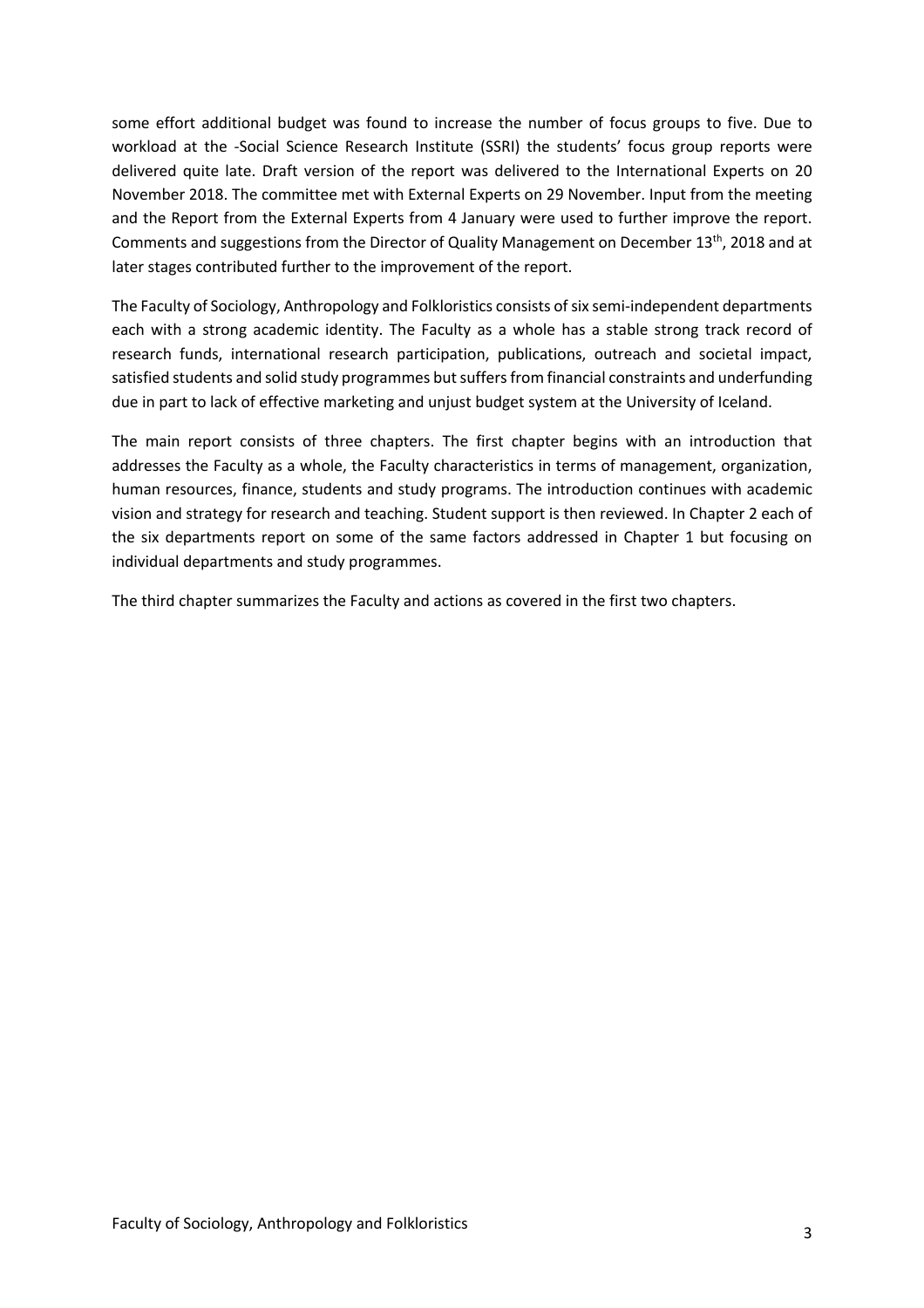some effort additional budget was found to increase the number of focus groups to five. Due to workload at the -Social Science Research Institute (SSRI) the students' focus group reports were delivered quite late. Draft version of the report was delivered to the International Experts on 20 November 2018. The committee met with External Experts on 29 November. Input from the meeting and the Report from the External Experts from 4 January were used to further improve the report. Comments and suggestions from the Director of Quality Management on December 13th, 2018 and at later stages contributed further to the improvement of the report.

The Faculty of Sociology, Anthropology and Folkloristics consists of six semi-independent departments each with a strong academic identity. The Faculty as a whole has a stable strong track record of research funds, international research participation, publications, outreach and societal impact, satisfied students and solid study programmes but suffers from financial constraints and underfunding due in part to lack of effective marketing and unjust budget system at the University of Iceland.

The main report consists of three chapters. The first chapter begins with an introduction that addresses the Faculty as a whole, the Faculty characteristics in terms of management, organization, human resources, finance, students and study programs. The introduction continues with academic vision and strategy for research and teaching. Student support is then reviewed. In Chapter 2 each of the six departments report on some of the same factors addressed in Chapter 1 but focusing on individual departments and study programmes.

The third chapter summarizes the Faculty and actions as covered in the first two chapters.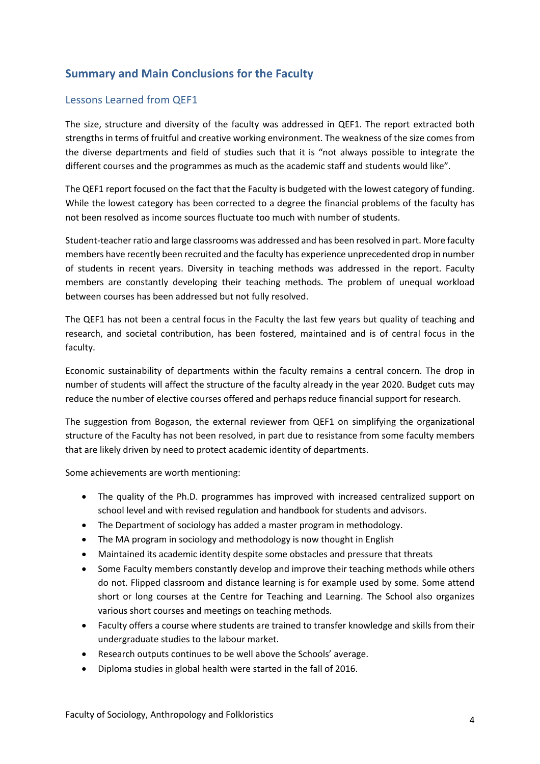## Summary and Main Conclusions for the Faculty

### Lessons Learned from QEF1

The size, structure and diversity of the faculty was addressed in QEF1. The report extracted both strengths in terms of fruitful and creative working environment. The weakness of the size comes from the diverse departments and field of studies such that it is "not always possible to integrate the different courses and the programmes as much as the academic staff and students would like".

The QEF1 report focused on the fact that the Faculty is budgeted with the lowest category of funding. While the lowest category has been corrected to a degree the financial problems of the faculty has not been resolved as income sources fluctuate too much with number of students.

Student-teacher ratio and large classrooms was addressed and has been resolved in part. More faculty members have recently been recruited and the faculty has experience unprecedented drop in number of students in recent years. Diversity in teaching methods was addressed in the report. Faculty members are constantly developing their teaching methods. The problem of unequal workload between courses has been addressed but not fully resolved.

The QEF1 has not been a central focus in the Faculty the last few years but quality of teaching and research, and societal contribution, has been fostered, maintained and is of central focus in the faculty.

Economic sustainability of departments within the faculty remains a central concern. The drop in number of students will affect the structure of the faculty already in the year 2020. Budget cuts may reduce the number of elective courses offered and perhaps reduce financial support for research.

The suggestion from Bogason, the external reviewer from QEF1 on simplifying the organizational structure of the Faculty has not been resolved, in part due to resistance from some faculty members that are likely driven by need to protect academic identity of departments.

Some achievements are worth mentioning:

- The quality of the Ph.D. programmes has improved with increased centralized support on school level and with revised regulation and handbook for students and advisors.
- The Department of sociology has added a master program in methodology.
- The MA program in sociology and methodology is now thought in English
- Maintained its academic identity despite some obstacles and pressure that threats
- Some Faculty members constantly develop and improve their teaching methods while others do not. Flipped classroom and distance learning is for example used by some. Some attend short or long courses at the Centre for Teaching and Learning. The School also organizes various short courses and meetings on teaching methods.
- Faculty offers a course where students are trained to transfer knowledge and skills from their undergraduate studies to the labour market.
- Research outputs continues to be well above the Schools' average.
- Diploma studies in global health were started in the fall of 2016.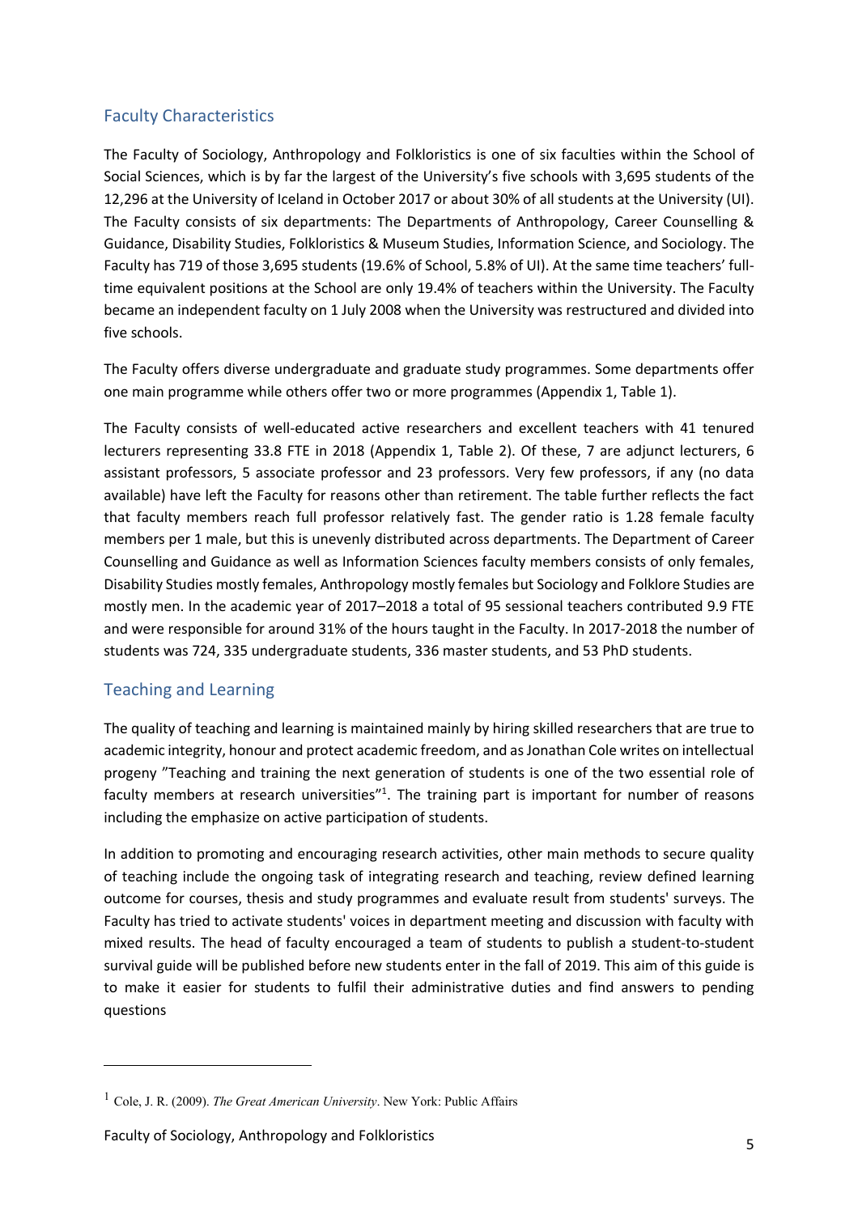## Faculty Characteristics

The Faculty of Sociology, Anthropology and Folkloristics is one of six faculties within the School of Social Sciences, which is by far the largest of the University's five schools with 3,695 students of the 12,296 at the University of Iceland in October 2017 or about 30% of all students at the University (UI). The Faculty consists of six departments: The Departments of Anthropology, Career Counselling & Guidance, Disability Studies, Folkloristics & Museum Studies, Information Science, and Sociology. The Faculty has 719 of those 3,695 students (19.6% of School, 5.8% of UI). At the same time teachers' full-time equivalent positions at the School are only 19.4% of teachers within the University. The Faculty became an independent faculty on 1 July 2008 when the University was restructured and divided into five schools.

The Faculty offers diverse undergraduate and graduate study programmes. Some departments offer one main programme while others offer two or more programmes (Appendix 1, Table 1).

The Faculty consists of well-educated active researchers and excellent teachers with 41 tenured lecturers representing 33.8 FTE in 2018 (Appendix 1, Table 2). Of these, 7 are adjunct lecturers, 6 assistant professors, 5 associate professor and 23 professors. Very few professors, if any (no data available) have left the Faculty for reasons other than retirement. The table further reflects the fact that faculty members reach full professor relatively fast. The gender ratio is 1.28 female faculty members per 1 male, but this is unevenly distributed across departments. The Department of Career Counselling and Guidance as well as Information Sciences faculty members consists of only females, Disability Studies mostly females, Anthropology mostly females but Sociology and Folklore Studies are mostly men. In the academic year of 2017–2018 a total of 95 sessional teachers contributed 9.9 FTE and were responsible for around 31% of the hours taught in the Faculty. In 2017-2018 the number of students was 724, 335 undergraduate students, 336 master students, and 53 PhD students.

## Teaching and Learning

The quality of teaching and learning is maintained mainly by hiring skilled researchers that are true to academic integrity, honour and protect academic freedom, and as Jonathan Cole writes on intellectual progeny "Teaching and training the next generation of students is one of the two essential role of faculty members at research universities"[1]. The training part is important for number of reasons including the emphasize on active participation of students.

In addition to promoting and encouraging research activities, other main methods to secure quality of teaching include the ongoing task of integrating research and teaching, review defined learning outcome for courses, thesis and study programmes and evaluate result from students' surveys. The Faculty has tried to activate students' voices in department meeting and discussion with faculty with mixed results. The head of faculty encouraged a team of students to publish a student-to-student survival guide will be published before new students enter in the fall of 2019. This aim of this guide is to make it easier for students to fulfil their administrative duties and find answers to pending questions

[1] Cole, J. R. (2009). *The Great American University*. New York: Public Affairs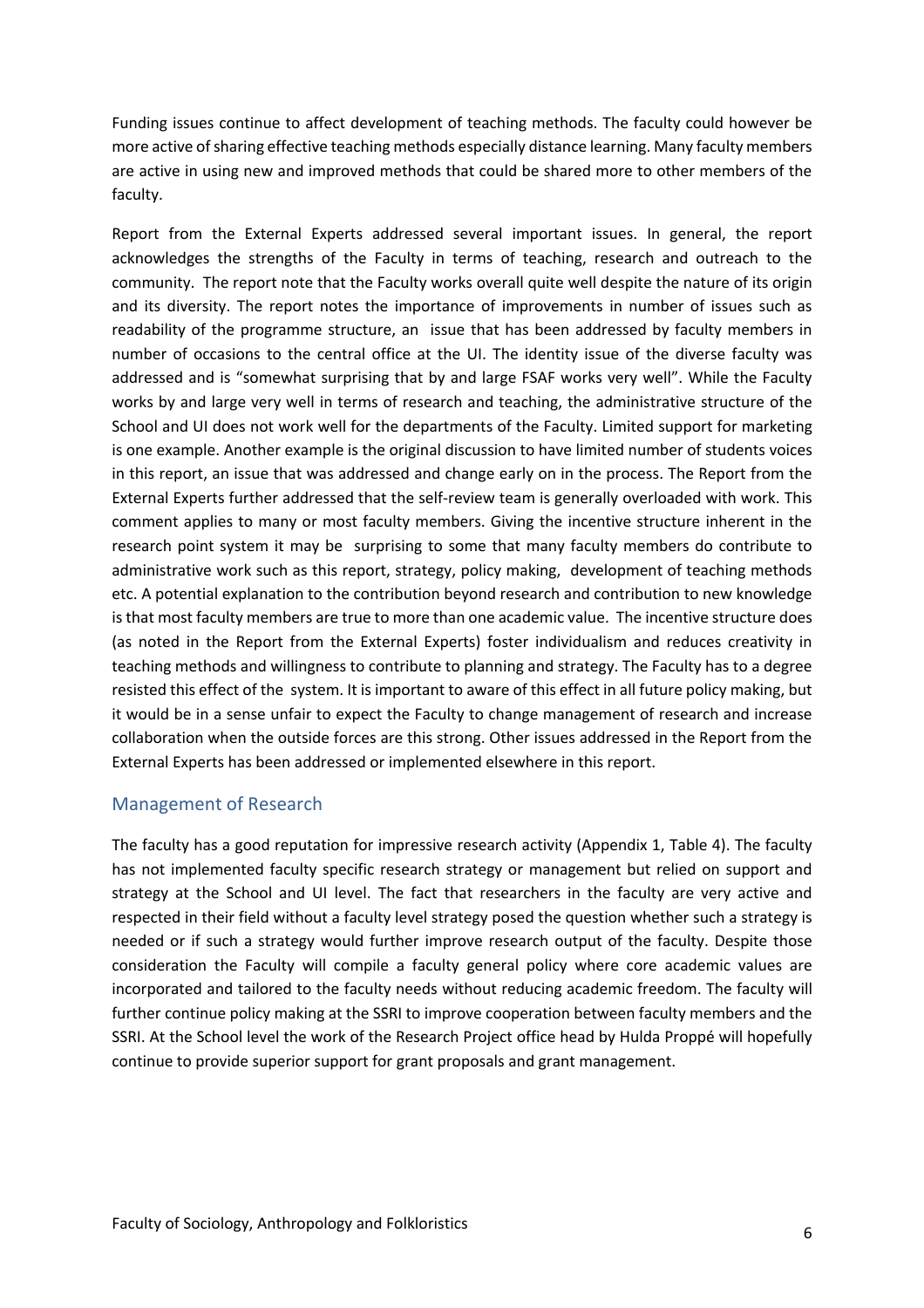Funding issues continue to affect development of teaching methods. The faculty could however be more active of sharing effective teaching methods especially distance learning. Many faculty members are active in using new and improved methods that could be shared more to other members of the faculty.

Report from the External Experts addressed several important issues. In general, the report acknowledges the strengths of the Faculty in terms of teaching, research and outreach to the community. The report note that the Faculty works overall quite well despite the nature of its origin and its diversity. The report notes the importance of improvements in number of issues such as readability of the programme structure, an issue that has been addressed by faculty members in number of occasions to the central office at the UI. The identity issue of the diverse faculty was addressed and is "somewhat surprising that by and large FSAF works very well". While the Faculty works by and large very well in terms of research and teaching, the administrative structure of the School and UI does not work well for the departments of the Faculty. Limited support for marketing is one example. Another example is the original discussion to have limited number of students voices in this report, an issue that was addressed and change early on in the process. The Report from the External Experts further addressed that the self-review team is generally overloaded with work. This comment applies to many or most faculty members. Giving the incentive structure inherent in the research point system it may be surprising to some that many faculty members do contribute to administrative work such as this report, strategy, policy making, development of teaching methods etc. A potential explanation to the contribution beyond research and contribution to new knowledge is that most faculty members are true to more than one academic value. The incentive structure does (as noted in the Report from the External Experts) foster individualism and reduces creativity in teaching methods and willingness to contribute to planning and strategy. The Faculty has to a degree resisted this effect of the system. It is important to aware of this effect in all future policy making, but it would be in a sense unfair to expect the Faculty to change management of research and increase collaboration when the outside forces are this strong. Other issues addressed in the Report from the External Experts has been addressed or implemented elsewhere in this report.

## Management of Research

The faculty has a good reputation for impressive research activity (Appendix 1, Table 4). The faculty has not implemented faculty specific research strategy or management but relied on support and strategy at the School and UI level. The fact that researchers in the faculty are very active and respected in their field without a faculty level strategy posed the question whether such a strategy is needed or if such a strategy would further improve research output of the faculty. Despite those consideration the Faculty will compile a faculty general policy where core academic values are incorporated and tailored to the faculty needs without reducing academic freedom. The faculty will further continue policy making at the SSRI to improve cooperation between faculty members and the SSRI. At the School level the work of the Research Project office head by Hulda Proppé will hopefully continue to provide superior support for grant proposals and grant management.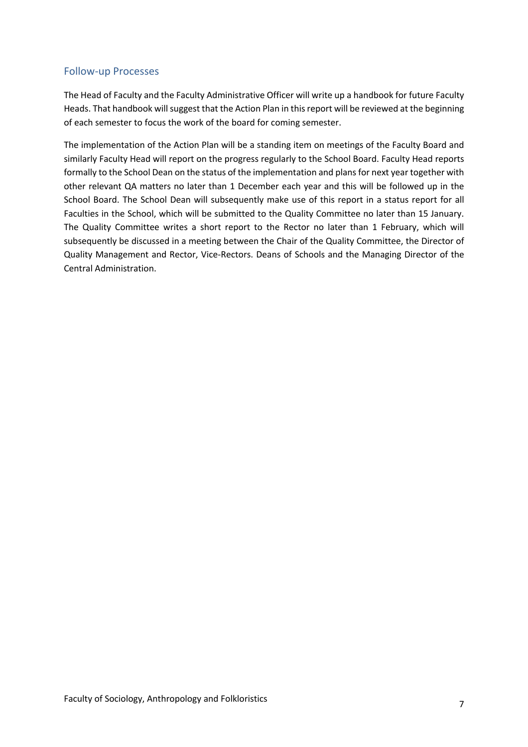## Follow-up Processes

The Head of Faculty and the Faculty Administrative Officer will write up a handbook for future Faculty Heads. That handbook will suggest that the Action Plan in this report will be reviewed at the beginning of each semester to focus the work of the board for coming semester.

The implementation of the Action Plan will be a standing item on meetings of the Faculty Board and similarly Faculty Head will report on the progress regularly to the School Board. Faculty Head reports formally to the School Dean on the status of the implementation and plans for next year together with other relevant QA matters no later than 1 December each year and this will be followed up in the School Board. The School Dean will subsequently make use of this report in a status report for all Faculties in the School, which will be submitted to the Quality Committee no later than 15 January. The Quality Committee writes a short report to the Rector no later than 1 February, which will subsequently be discussed in a meeting between the Chair of the Quality Committee, the Director of Quality Management and Rector, Vice-Rectors. Deans of Schools and the Managing Director of the Central Administration.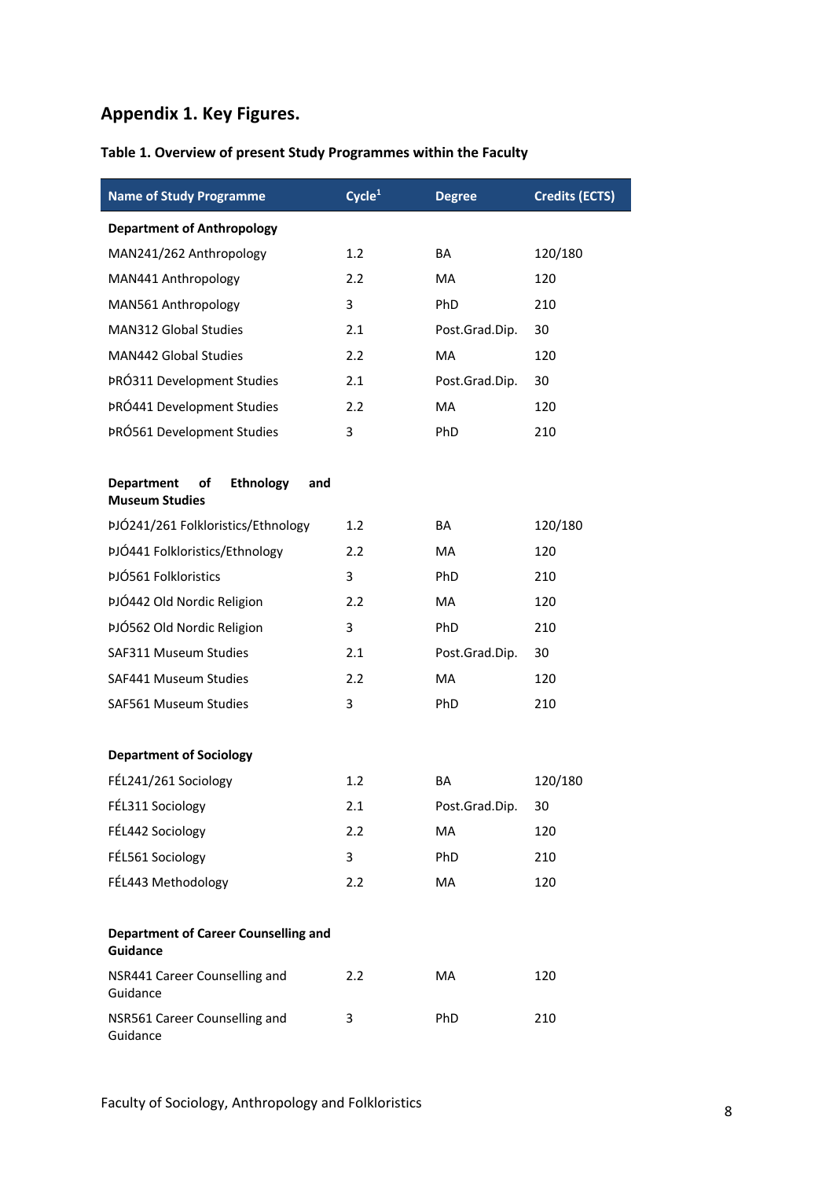## Appendix 1. Key Figures.

**Table 1. Overview of present Study Programmes within the Faculty**

| Name of Study Programme | Cycle[1] | Degree | Credits (ECTS) |
|---|---|---|---|
| **Department of Anthropology** | | | |
| MAN241/262 Anthropology | 1.2 | BA | 120/180 |
| MAN441 Anthropology | 2.2 | MA | 120 |
| MAN561 Anthropology | 3 | PhD | 210 |
| MAN312 Global Studies | 2.1 | Post.Grad.Dip. | 30 |
| MAN442 Global Studies | 2.2 | MA | 120 |
| ÞRÓ311 Development Studies | 2.1 | Post.Grad.Dip. | 30 |
| ÞRÓ441 Development Studies | 2.2 | MA | 120 |
| ÞRÓ561 Development Studies | 3 | PhD | 210 |
| **Department of Ethnology and Museum Studies** | | | |
| ÞJÓ241/261 Folkloristics/Ethnology | 1.2 | BA | 120/180 |
| ÞJÓ441 Folkloristics/Ethnology | 2.2 | MA | 120 |
| ÞJÓ561 Folkloristics | 3 | PhD | 210 |
| ÞJÓ442 Old Nordic Religion | 2.2 | MA | 120 |
| ÞJÓ562 Old Nordic Religion | 3 | PhD | 210 |
| SAF311 Museum Studies | 2.1 | Post.Grad.Dip. | 30 |
| SAF441 Museum Studies | 2.2 | MA | 120 |
| SAF561 Museum Studies | 3 | PhD | 210 |
| **Department of Sociology** | | | |
| FÉL241/261 Sociology | 1.2 | BA | 120/180 |
| FÉL311 Sociology | 2.1 | Post.Grad.Dip. | 30 |
| FÉL442 Sociology | 2.2 | MA | 120 |
| FÉL561 Sociology | 3 | PhD | 210 |
| FÉL443 Methodology | 2.2 | MA | 120 |
| **Department of Career Counselling and Guidance** | | | |
| NSR441 Career Counselling and Guidance | 2.2 | MA | 120 |
| NSR561 Career Counselling and Guidance | 3 | PhD | 210 |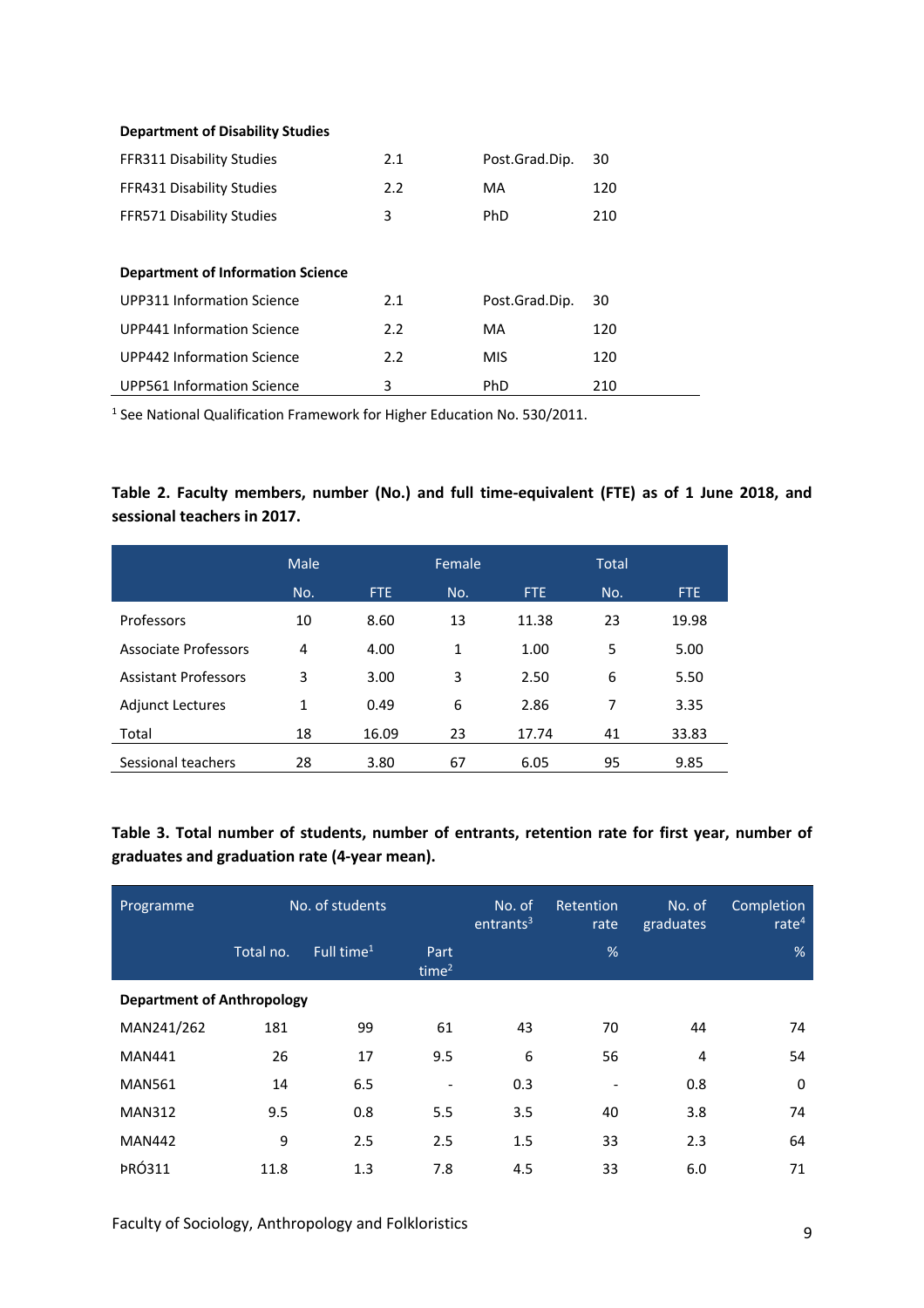| | | | |
|---|---|---|---|
| **Department of Disability Studies** | | | |
| FFR311 Disability Studies | 2.1 | Post.Grad.Dip. | 30 |
| FFR431 Disability Studies | 2.2 | MA | 120 |
| FFR571 Disability Studies | 3 | PhD | 210 |
| | | | |
| **Department of Information Science** | | | |
| UPP311 Information Science | 2.1 | Post.Grad.Dip. | 30 |
| UPP441 Information Science | 2.2 | MA | 120 |
| UPP442 Information Science | 2.2 | MIS | 120 |
| UPP561 Information Science | 3 | PhD | 210 |

[1] See National Qualification Framework for Higher Education No. 530/2011.

**Table 2. Faculty members, number (No.) and full time-equivalent (FTE) as of 1 June 2018, and sessional teachers in 2017.**

| | Male | | Female | | Total | |
|---|---|---|---|---|---|---|
| | No. | FTE | No. | FTE | No. | FTE |
| Professors | 10 | 8.60 | 13 | 11.38 | 23 | 19.98 |
| Associate Professors | 4 | 4.00 | 1 | 1.00 | 5 | 5.00 |
| Assistant Professors | 3 | 3.00 | 3 | 2.50 | 6 | 5.50 |
| Adjunct Lectures | 1 | 0.49 | 6 | 2.86 | 7 | 3.35 |
| Total | 18 | 16.09 | 23 | 17.74 | 41 | 33.83 |
| Sessional teachers | 28 | 3.80 | 67 | 6.05 | 95 | 9.85 |

**Table 3. Total number of students, number of entrants, retention rate for first year, number of graduates and graduation rate (4-year mean).**

| Programme | No. of students | | | No. of entrants[3] | Retention rate | No. of graduates | Completion rate[4] |
|---|---|---|---|---|---|---|---|
| | Total no. | Full time[1] | Part time[2] | | % | | % |
| **Department of Anthropology** | | | | | | | |
| MAN241/262 | 181 | 99 | 61 | 43 | 70 | 44 | 74 |
| MAN441 | 26 | 17 | 9.5 | 6 | 56 | 4 | 54 |
| MAN561 | 14 | 6.5 | - | 0.3 | - | 0.8 | 0 |
| MAN312 | 9.5 | 0.8 | 5.5 | 3.5 | 40 | 3.8 | 74 |
| MAN442 | 9 | 2.5 | 2.5 | 1.5 | 33 | 2.3 | 64 |
| ÞRÓ311 | 11.8 | 1.3 | 7.8 | 4.5 | 33 | 6.0 | 71 |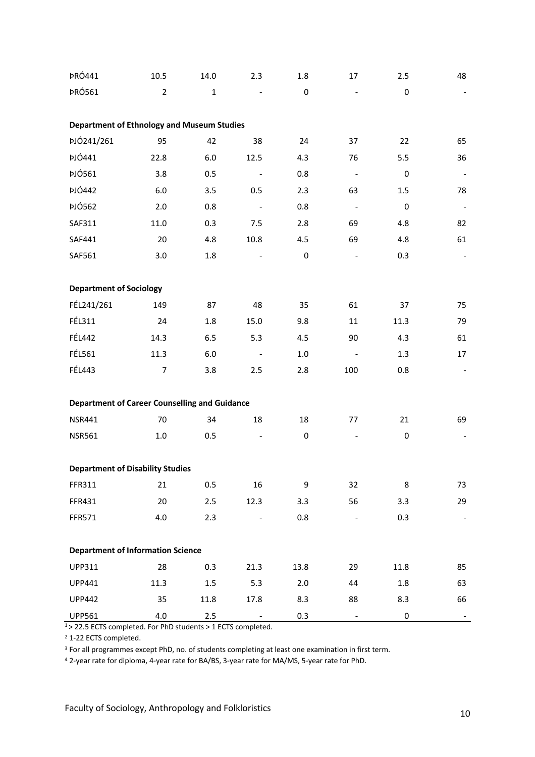| | | | | | | | |
|---|---|---|---|---|---|---|---|
| ÞRÓ441 | 10.5 | 14.0 | 2.3 | 1.8 | 17 | 2.5 | 48 |
| ÞRÓ561 | 2 | 1 | - | 0 | - | 0 | - |
| **Department of Ethnology and Museum Studies** | | | | | | | |
| ÞJÓ241/261 | 95 | 42 | 38 | 24 | 37 | 22 | 65 |
| ÞJÓ441 | 22.8 | 6.0 | 12.5 | 4.3 | 76 | 5.5 | 36 |
| ÞJÓ561 | 3.8 | 0.5 | - | 0.8 | - | 0 | - |
| ÞJÓ442 | 6.0 | 3.5 | 0.5 | 2.3 | 63 | 1.5 | 78 |
| ÞJÓ562 | 2.0 | 0.8 | - | 0.8 | - | 0 | - |
| SAF311 | 11.0 | 0.3 | 7.5 | 2.8 | 69 | 4.8 | 82 |
| SAF441 | 20 | 4.8 | 10.8 | 4.5 | 69 | 4.8 | 61 |
| SAF561 | 3.0 | 1.8 | - | 0 | - | 0.3 | - |
| **Department of Sociology** | | | | | | | |
| FÉL241/261 | 149 | 87 | 48 | 35 | 61 | 37 | 75 |
| FÉL311 | 24 | 1.8 | 15.0 | 9.8 | 11 | 11.3 | 79 |
| FÉL442 | 14.3 | 6.5 | 5.3 | 4.5 | 90 | 4.3 | 61 |
| FÉL561 | 11.3 | 6.0 | - | 1.0 | - | 1.3 | 17 |
| FÉL443 | 7 | 3.8 | 2.5 | 2.8 | 100 | 0.8 | - |
| **Department of Career Counselling and Guidance** | | | | | | | |
| NSR441 | 70 | 34 | 18 | 18 | 77 | 21 | 69 |
| NSR561 | 1.0 | 0.5 | - | 0 | - | 0 | - |
| **Department of Disability Studies** | | | | | | | |
| FFR311 | 21 | 0.5 | 16 | 9 | 32 | 8 | 73 |
| FFR431 | 20 | 2.5 | 12.3 | 3.3 | 56 | 3.3 | 29 |
| FFR571 | 4.0 | 2.3 | - | 0.8 | - | 0.3 | - |
| **Department of Information Science** | | | | | | | |
| UPP311 | 28 | 0.3 | 21.3 | 13.8 | 29 | 11.8 | 85 |
| UPP441 | 11.3 | 1.5 | 5.3 | 2.0 | 44 | 1.8 | 63 |
| UPP442 | 35 | 11.8 | 17.8 | 8.3 | 88 | 8.3 | 66 |
| UPP561 | 4.0 | 2.5 | - | 0.3 | - | 0 | - |

[1] > 22.5 ECTS completed. For PhD students > 1 ECTS completed.

[2] 1-22 ECTS completed.

[3] For all programmes except PhD, no. of students completing at least one examination in first term.

[4] 2-year rate for diploma, 4-year rate for BA/BS, 3-year rate for MA/MS, 5-year rate for PhD.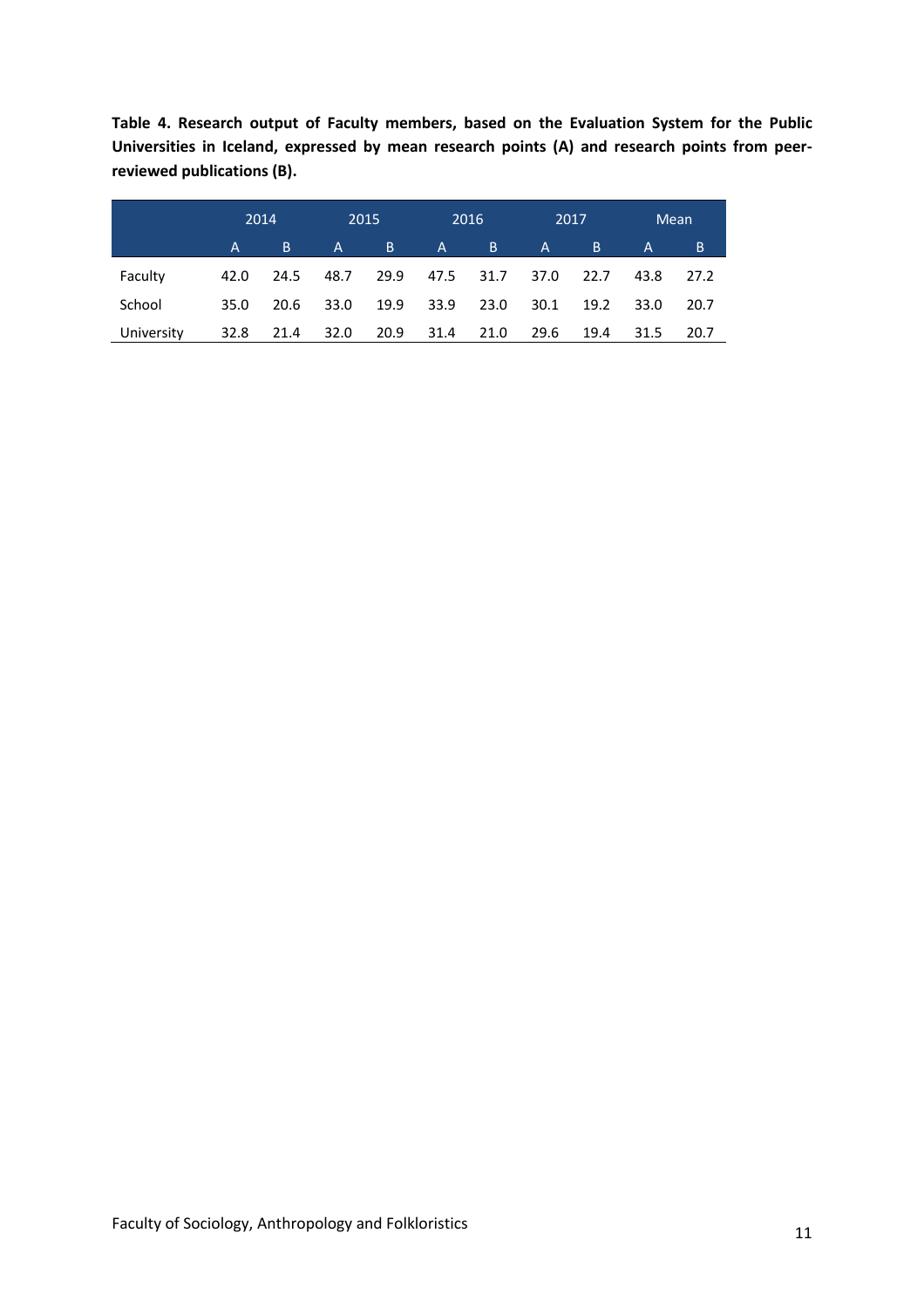**Table 4. Research output of Faculty members, based on the Evaluation System for the Public Universities in Iceland, expressed by mean research points (A) and research points from peer-reviewed publications (B).**

| | 2014 | | 2015 | | 2016 | | 2017 | | Mean | |
|---|---|---|---|---|---|---|---|---|---|---|
| | A | B | A | B | A | B | A | B | A | B |
| Faculty | 42.0 | 24.5 | 48.7 | 29.9 | 47.5 | 31.7 | 37.0 | 22.7 | 43.8 | 27.2 |
| School | 35.0 | 20.6 | 33.0 | 19.9 | 33.9 | 23.0 | 30.1 | 19.2 | 33.0 | 20.7 |
| University | 32.8 | 21.4 | 32.0 | 20.9 | 31.4 | 21.0 | 29.6 | 19.4 | 31.5 | 20.7 |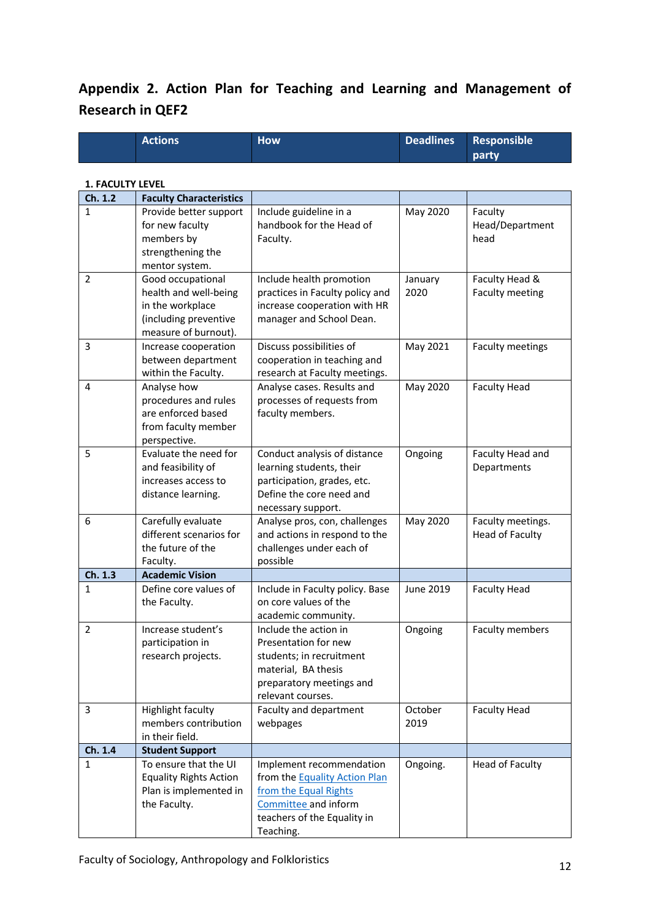## Appendix 2. Action Plan for Teaching and Learning and Management of Research in QEF2

| | Actions | How | Deadlines | Responsible party |
|---|---|---|---|---|
| **1. FACULTY LEVEL** | | | | |
| **Ch. 1.2** | **Faculty Characteristics** | | | |
| 1 | Provide better support for new faculty members by strengthening the mentor system. | Include guideline in a handbook for the Head of Faculty. | May 2020 | Faculty Head/Department head |
| 2 | Good occupational health and well-being in the workplace (including preventive measure of burnout). | Include health promotion practices in Faculty policy and increase cooperation with HR manager and School Dean. | January 2020 | Faculty Head & Faculty meeting |
| 3 | Increase cooperation between department within the Faculty. | Discuss possibilities of cooperation in teaching and research at Faculty meetings. | May 2021 | Faculty meetings |
| 4 | Analyse how procedures and rules are enforced based from faculty member perspective. | Analyse cases. Results and processes of requests from faculty members. | May 2020 | Faculty Head |
| 5 | Evaluate the need for and feasibility of increases access to distance learning. | Conduct analysis of distance learning students, their participation, grades, etc. Define the core need and necessary support. | Ongoing | Faculty Head and Departments |
| 6 | Carefully evaluate different scenarios for the future of the Faculty. | Analyse pros, con, challenges and actions in respond to the challenges under each of possible | May 2020 | Faculty meetings. Head of Faculty |
| **Ch. 1.3** | **Academic Vision** | | | |
| 1 | Define core values of the Faculty. | Include in Faculty policy. Base on core values of the academic community. | June 2019 | Faculty Head |
| 2 | Increase student's participation in research projects. | Include the action in Presentation for new students; in recruitment material, BA thesis preparatory meetings and relevant courses. | Ongoing | Faculty members |
| 3 | Highlight faculty members contribution in their field. | Faculty and department webpages | October 2019 | Faculty Head |
| **Ch. 1.4** | **Student Support** | | | |
| 1 | To ensure that the UI Equality Rights Action Plan is implemented in the Faculty. | Implement recommendation from the Equality Action Plan from the Equal Rights Committee and inform teachers of the Equality in Teaching. | Ongoing. | Head of Faculty |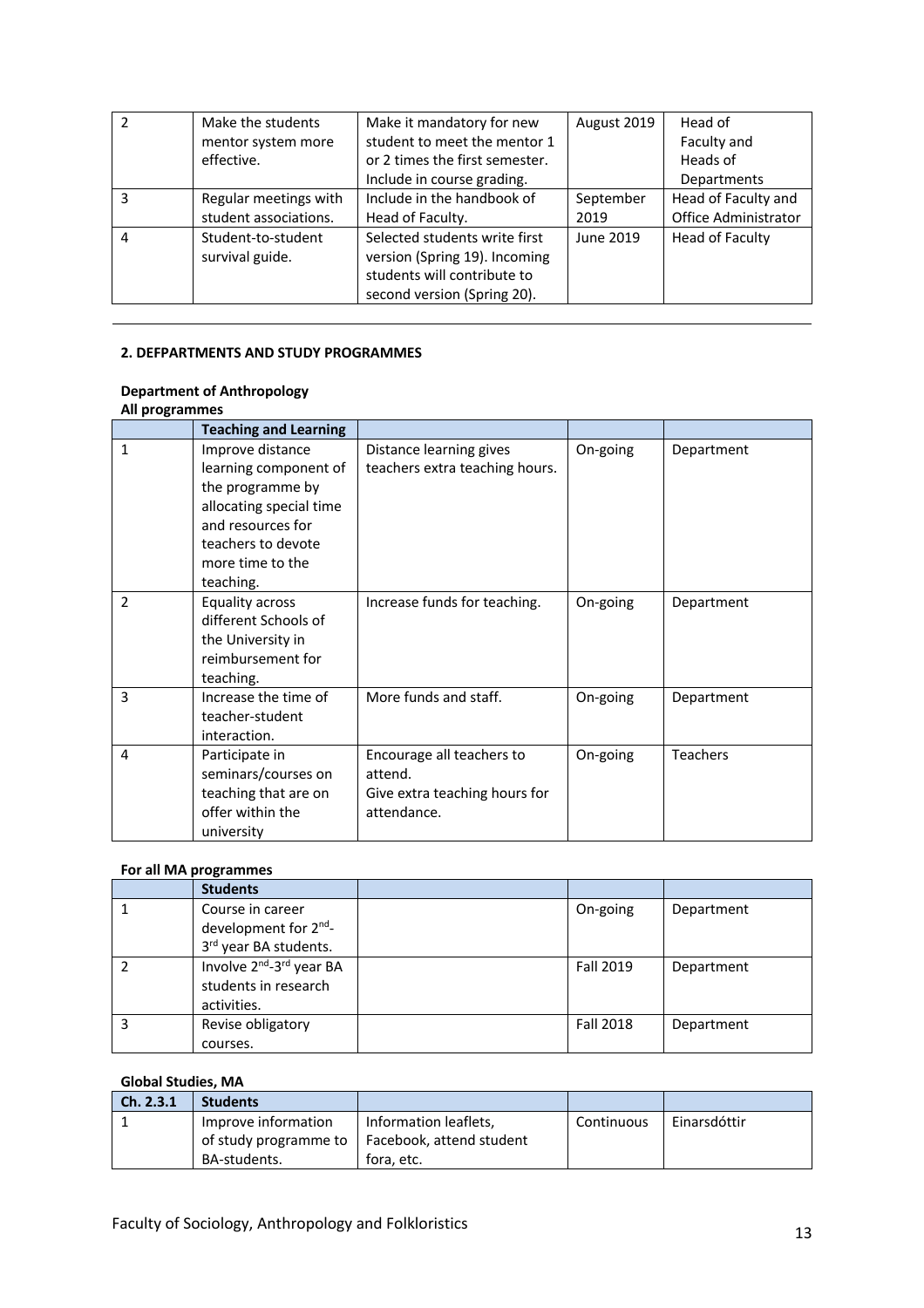| | | | | |
|---|---|---|---|---|
| 2 | Make the students mentor system more effective. | Make it mandatory for new student to meet the mentor 1 or 2 times the first semester. Include in course grading. | August 2019 | Head of Faculty and Heads of Departments |
| 3 | Regular meetings with student associations. | Include in the handbook of Head of Faculty. | September 2019 | Head of Faculty and Office Administrator |
| 4 | Student-to-student survival guide. | Selected students write first version (Spring 19). Incoming students will contribute to second version (Spring 20). | June 2019 | Head of Faculty |

---

**2. DEFPARTMENTS AND STUDY PROGRAMMES**

**Department of Anthropology**
**All programmes**

| | **Teaching and Learning** | | | |
|---|---|---|---|---|
| 1 | Improve distance learning component of the programme by allocating special time and resources for teachers to devote more time to the teaching. | Distance learning gives teachers extra teaching hours. | On-going | Department |
| 2 | Equality across different Schools of the University in reimbursement for teaching. | Increase funds for teaching. | On-going | Department |
| 3 | Increase the time of teacher-student interaction. | More funds and staff. | On-going | Department |
| 4 | Participate in seminars/courses on teaching that are on offer within the university | Encourage all teachers to attend. Give extra teaching hours for attendance. | On-going | Teachers |

**For all MA programmes**

| | **Students** | | | |
|---|---|---|---|---|
| 1 | Course in career development for 2nd-3rd year BA students. | | On-going | Department |
| 2 | Involve 2nd-3rd year BA students in research activities. | | Fall 2019 | Department |
| 3 | Revise obligatory courses. | | Fall 2018 | Department |

**Global Studies, MA**

| **Ch. 2.3.1** | **Students** | | | |
|---|---|---|---|---|
| 1 | Improve information of study programme to BA-students. | Information leaflets, Facebook, attend student fora, etc. | Continuous | Einarsdóttir |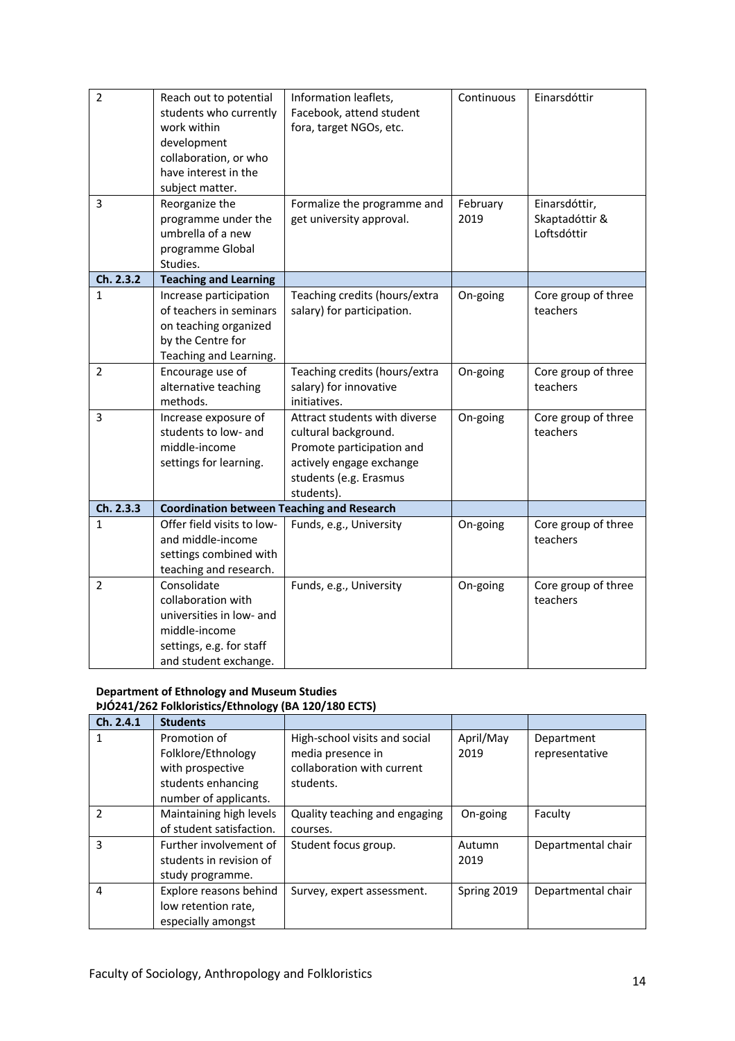| | | | | |
|---|---|---|---|---|
| 2 | Reach out to potential students who currently work within development collaboration, or who have interest in the subject matter. | Information leaflets, Facebook, attend student fora, target NGOs, etc. | Continuous | Einarsdóttir |
| 3 | Reorganize the programme under the umbrella of a new programme Global Studies. | Formalize the programme and get university approval. | February 2019 | Einarsdóttir, Skaptadóttir & Loftsdóttir |
| **Ch. 2.3.2** | **Teaching and Learning** | | | |
| 1 | Increase participation of teachers in seminars on teaching organized by the Centre for Teaching and Learning. | Teaching credits (hours/extra salary) for participation. | On-going | Core group of three teachers |
| 2 | Encourage use of alternative teaching methods. | Teaching credits (hours/extra salary) for innovative initiatives. | On-going | Core group of three teachers |
| 3 | Increase exposure of students to low- and middle-income settings for learning. | Attract students with diverse cultural background. Promote participation and actively engage exchange students (e.g. Erasmus students). | On-going | Core group of three teachers |
| **Ch. 2.3.3** | **Coordination between Teaching and Research** | | | |
| 1 | Offer field visits to low- and middle-income settings combined with teaching and research. | Funds, e.g., University | On-going | Core group of three teachers |
| 2 | Consolidate collaboration with universities in low- and middle-income settings, e.g. for staff and student exchange. | Funds, e.g., University | On-going | Core group of three teachers |

**Department of Ethnology and Museum Studies**
**ÞJÓ241/262 Folkloristics/Ethnology (BA 120/180 ECTS)**

| **Ch. 2.4.1** | **Students** | | | |
|---|---|---|---|---|
| 1 | Promotion of Folklore/Ethnology with prospective students enhancing number of applicants. | High-school visits and social media presence in collaboration with current students. | April/May 2019 | Department representative |
| 2 | Maintaining high levels of student satisfaction. | Quality teaching and engaging courses. | On-going | Faculty |
| 3 | Further involvement of students in revision of study programme. | Student focus group. | Autumn 2019 | Departmental chair |
| 4 | Explore reasons behind low retention rate, especially amongst | Survey, expert assessment. | Spring 2019 | Departmental chair |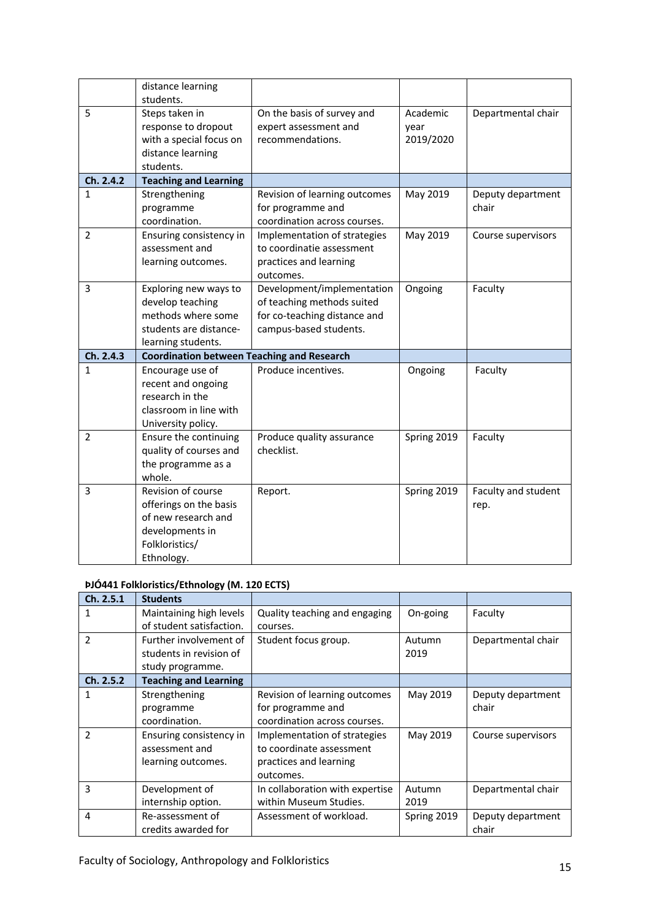| | | | | |
|---|---|---|---|---|
| | distance learning students. | | | |
| 5 | Steps taken in response to dropout with a special focus on distance learning students. | On the basis of survey and expert assessment and recommendations. | Academic year 2019/2020 | Departmental chair |
| **Ch. 2.4.2** | **Teaching and Learning** | | | |
| 1 | Strengthening programme coordination. | Revision of learning outcomes for programme and coordination across courses. | May 2019 | Deputy department chair |
| 2 | Ensuring consistency in assessment and learning outcomes. | Implementation of strategies to coordinatie assessment practices and learning outcomes. | May 2019 | Course supervisors |
| 3 | Exploring new ways to develop teaching methods where some students are distance-learning students. | Development/implementation of teaching methods suited for co-teaching distance and campus-based students. | Ongoing | Faculty |
| **Ch. 2.4.3** | **Coordination between Teaching and Research** | | | |
| 1 | Encourage use of recent and ongoing research in the classroom in line with University policy. | Produce incentives. | Ongoing | Faculty |
| 2 | Ensure the continuing quality of courses and the programme as a whole. | Produce quality assurance checklist. | Spring 2019 | Faculty |
| 3 | Revision of course offerings on the basis of new research and developments in Folkloristics/ Ethnology. | Report. | Spring 2019 | Faculty and student rep. |

**ÞJÓ441 Folkloristics/Ethnology (M. 120 ECTS)**

| **Ch. 2.5.1** | **Students** | | | |
|---|---|---|---|---|
| 1 | Maintaining high levels of student satisfaction. | Quality teaching and engaging courses. | On-going | Faculty |
| 2 | Further involvement of students in revision of study programme. | Student focus group. | Autumn 2019 | Departmental chair |
| **Ch. 2.5.2** | **Teaching and Learning** | | | |
| 1 | Strengthening programme coordination. | Revision of learning outcomes for programme and coordination across courses. | May 2019 | Deputy department chair |
| 2 | Ensuring consistency in assessment and learning outcomes. | Implementation of strategies to coordinate assessment practices and learning outcomes. | May 2019 | Course supervisors |
| 3 | Development of internship option. | In collaboration with expertise within Museum Studies. | Autumn 2019 | Departmental chair |
| 4 | Re-assessment of credits awarded for | Assessment of workload. | Spring 2019 | Deputy department chair |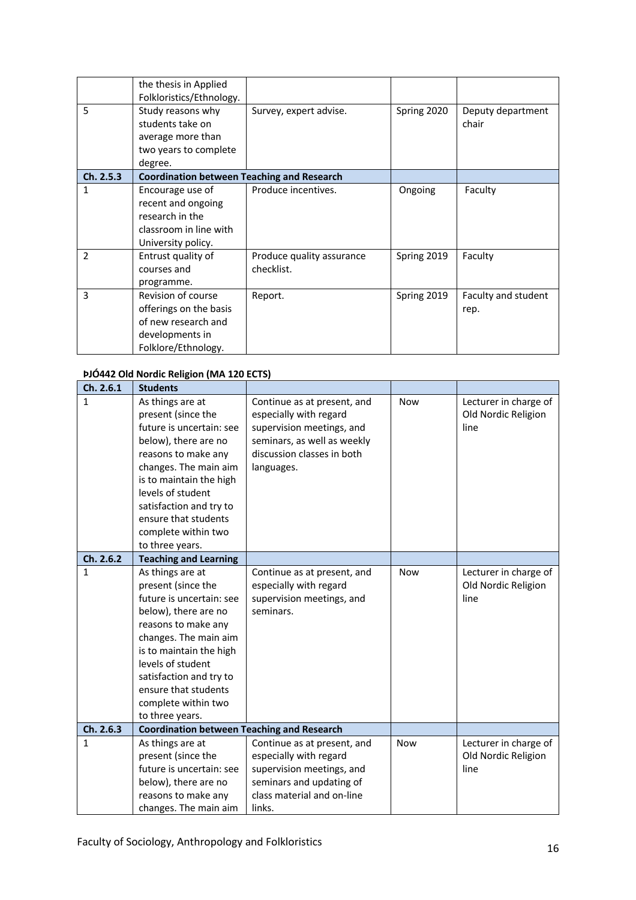|  | the thesis in Applied Folkloristics/Ethnology. |  |  |  |
|---|---|---|---|---|
| 5 | Study reasons why students take on average more than two years to complete degree. | Survey, expert advise. | Spring 2020 | Deputy department chair |
| **Ch. 2.5.3** | **Coordination between Teaching and Research** |  |  |  |
| 1 | Encourage use of recent and ongoing research in the classroom in line with University policy. | Produce incentives. | Ongoing | Faculty |
| 2 | Entrust quality of courses and programme. | Produce quality assurance checklist. | Spring 2019 | Faculty |
| 3 | Revision of course offerings on the basis of new research and developments in Folklore/Ethnology. | Report. | Spring 2019 | Faculty and student rep. |

**ÞJÓ442 Old Nordic Religion (MA 120 ECTS)**

| **Ch. 2.6.1** | **Students** |  |  |  |
|---|---|---|---|---|
| 1 | As things are at present (since the future is uncertain: see below), there are no reasons to make any changes. The main aim is to maintain the high levels of student satisfaction and try to ensure that students complete within two to three years. | Continue as at present, and especially with regard supervision meetings, and seminars, as well as weekly discussion classes in both languages. | Now | Lecturer in charge of Old Nordic Religion line |
| **Ch. 2.6.2** | **Teaching and Learning** |  |  |  |
| 1 | As things are at present (since the future is uncertain: see below), there are no reasons to make any changes. The main aim is to maintain the high levels of student satisfaction and try to ensure that students complete within two to three years. | Continue as at present, and especially with regard supervision meetings, and seminars. | Now | Lecturer in charge of Old Nordic Religion line |
| **Ch. 2.6.3** | **Coordination between Teaching and Research** |  |  |  |
| 1 | As things are at present (since the future is uncertain: see below), there are no reasons to make any changes. The main aim | Continue as at present, and especially with regard supervision meetings, and seminars and updating of class material and on-line links. | Now | Lecturer in charge of Old Nordic Religion line |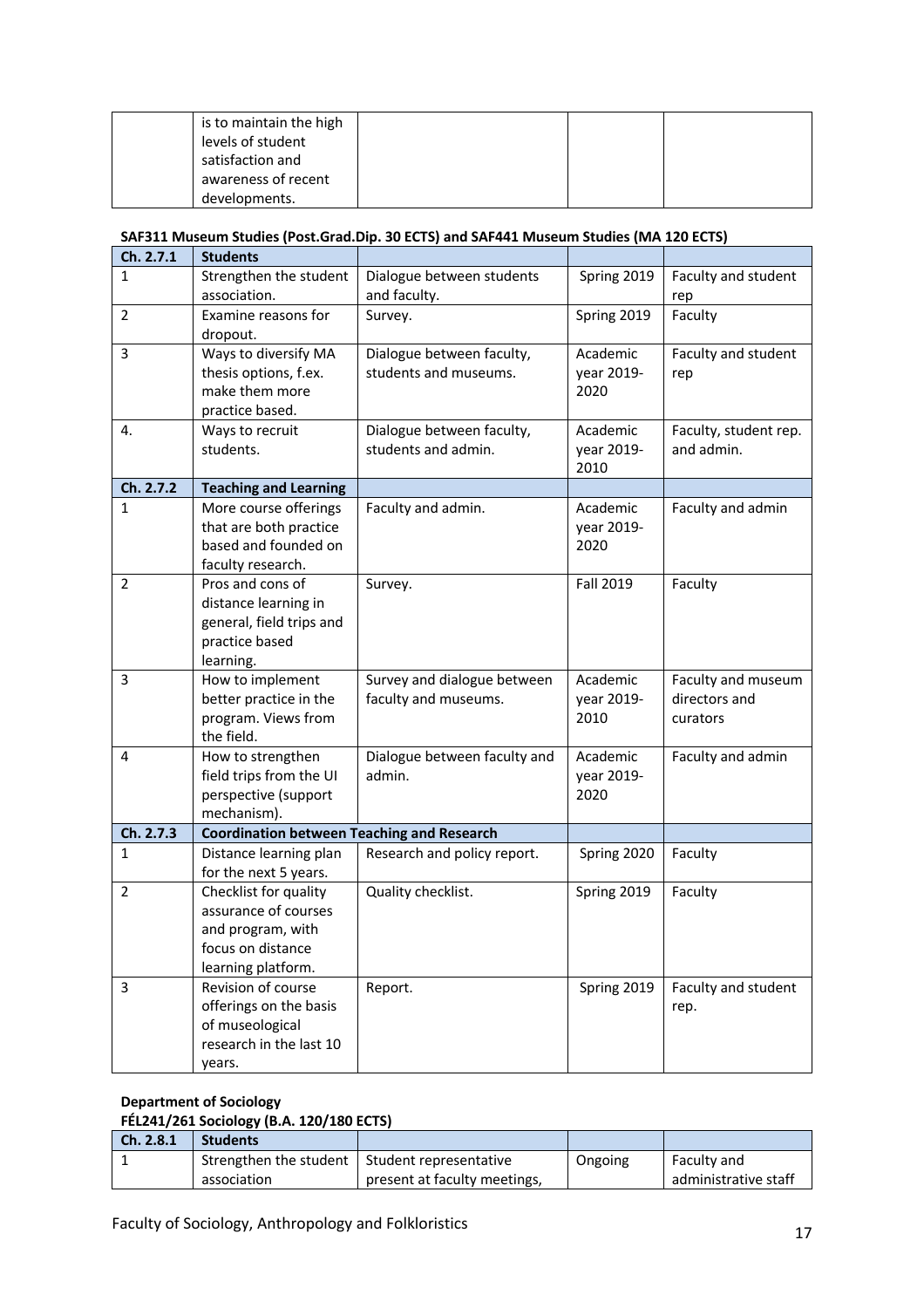| | is to maintain the high levels of student satisfaction and awareness of recent developments. | | | |
|---|---|---|---|---|

**SAF311 Museum Studies (Post.Grad.Dip. 30 ECTS) and SAF441 Museum Studies (MA 120 ECTS)**

| Ch. 2.7.1 | Students | | | |
|---|---|---|---|---|
| 1 | Strengthen the student association. | Dialogue between students and faculty. | Spring 2019 | Faculty and student rep |
| 2 | Examine reasons for dropout. | Survey. | Spring 2019 | Faculty |
| 3 | Ways to diversify MA thesis options, f.ex. make them more practice based. | Dialogue between faculty, students and museums. | Academic year 2019-2020 | Faculty and student rep |
| 4. | Ways to recruit students. | Dialogue between faculty, students and admin. | Academic year 2019-2010 | Faculty, student rep. and admin. |
| **Ch. 2.7.2** | **Teaching and Learning** | | | |
| 1 | More course offerings that are both practice based and founded on faculty research. | Faculty and admin. | Academic year 2019-2020 | Faculty and admin |
| 2 | Pros and cons of distance learning in general, field trips and practice based learning. | Survey. | Fall 2019 | Faculty |
| 3 | How to implement better practice in the program. Views from the field. | Survey and dialogue between faculty and museums. | Academic year 2019-2010 | Faculty and museum directors and curators |
| 4 | How to strengthen field trips from the UI perspective (support mechanism). | Dialogue between faculty and admin. | Academic year 2019-2020 | Faculty and admin |
| **Ch. 2.7.3** | **Coordination between Teaching and Research** | | | |
| 1 | Distance learning plan for the next 5 years. | Research and policy report. | Spring 2020 | Faculty |
| 2 | Checklist for quality assurance of courses and program, with focus on distance learning platform. | Quality checklist. | Spring 2019 | Faculty |
| 3 | Revision of course offerings on the basis of museological research in the last 10 years. | Report. | Spring 2019 | Faculty and student rep. |

**Department of Sociology**

**FÉL241/261 Sociology (B.A. 120/180 ECTS)**

| Ch. 2.8.1 | Students | | | |
|---|---|---|---|---|
| 1 | Strengthen the student association | Student representative present at faculty meetings, | Ongoing | Faculty and administrative staff |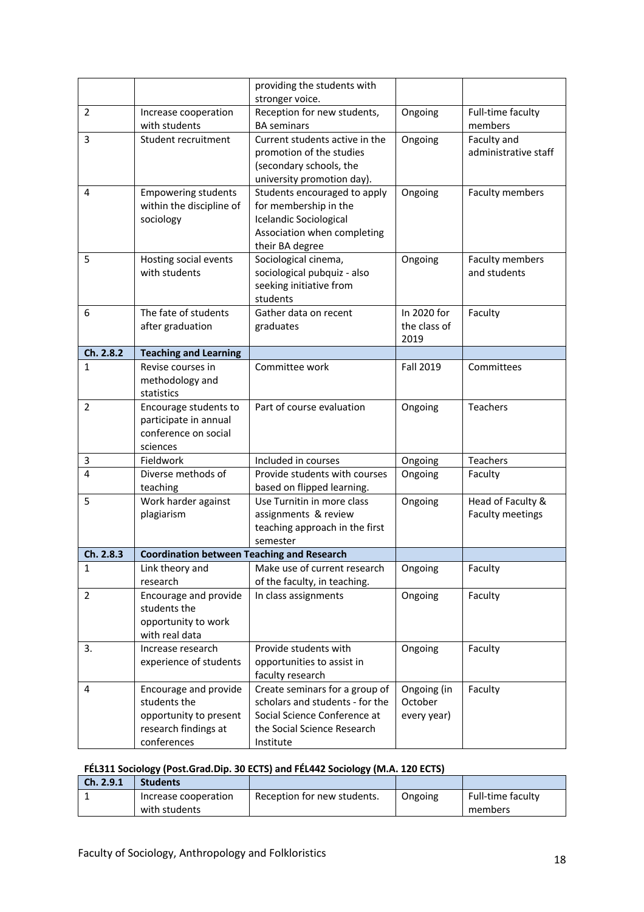| | | providing the students with stronger voice. | | |
|---|---|---|---|---|
| 2 | Increase cooperation with students | Reception for new students, BA seminars | Ongoing | Full-time faculty members |
| 3 | Student recruitment | Current students active in the promotion of the studies (secondary schools, the university promotion day). | Ongoing | Faculty and administrative staff |
| 4 | Empowering students within the discipline of sociology | Students encouraged to apply for membership in the Icelandic Sociological Association when completing their BA degree | Ongoing | Faculty members |
| 5 | Hosting social events with students | Sociological cinema, sociological pubquiz - also seeking initiative from students | Ongoing | Faculty members and students |
| 6 | The fate of students after graduation | Gather data on recent graduates | In 2020 for the class of 2019 | Faculty |
| **Ch. 2.8.2** | **Teaching and Learning** | | | |
| 1 | Revise courses in methodology and statistics | Committee work | Fall 2019 | Committees |
| 2 | Encourage students to participate in annual conference on social sciences | Part of course evaluation | Ongoing | Teachers |
| 3 | Fieldwork | Included in courses | Ongoing | Teachers |
| 4 | Diverse methods of teaching | Provide students with courses based on flipped learning. | Ongoing | Faculty |
| 5 | Work harder against plagiarism | Use Turnitin in more class assignments & review teaching approach in the first semester | Ongoing | Head of Faculty & Faculty meetings |
| **Ch. 2.8.3** | **Coordination between Teaching and Research** | | | |
| 1 | Link theory and research | Make use of current research of the faculty, in teaching. | Ongoing | Faculty |
| 2 | Encourage and provide students the opportunity to work with real data | In class assignments | Ongoing | Faculty |
| 3. | Increase research experience of students | Provide students with opportunities to assist in faculty research | Ongoing | Faculty |
| 4 | Encourage and provide students the opportunity to present research findings at conferences | Create seminars for a group of scholars and students - for the Social Science Conference at the Social Science Research Institute | Ongoing (in October every year) | Faculty |

**FÉL311 Sociology (Post.Grad.Dip. 30 ECTS) and FÉL442 Sociology (M.A. 120 ECTS)**

| Ch. 2.9.1 | Students | | | |
|---|---|---|---|---|
| 1 | Increase cooperation with students | Reception for new students. | Ongoing | Full-time faculty members |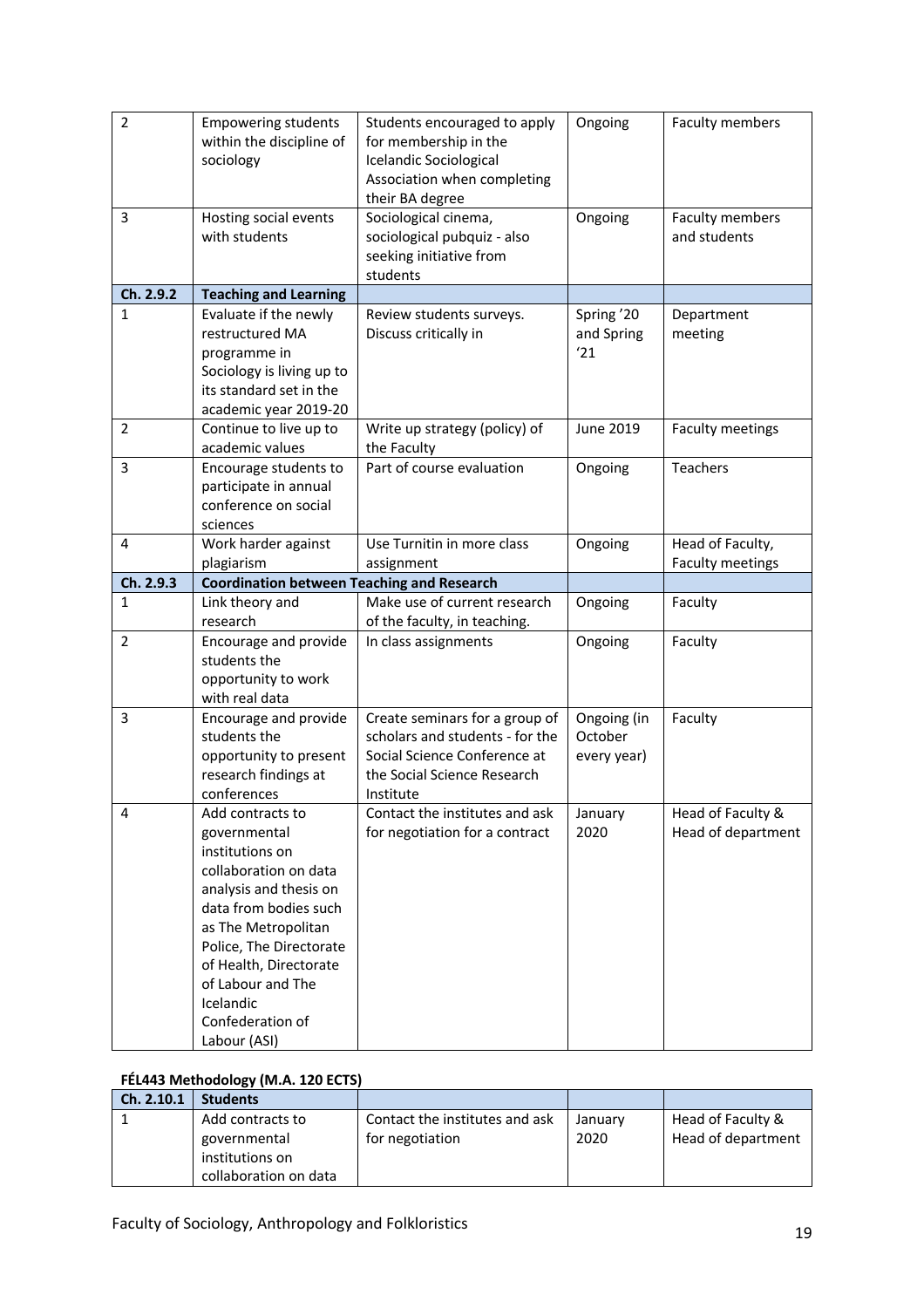| 2 | Empowering students within the discipline of sociology | Students encouraged to apply for membership in the Icelandic Sociological Association when completing their BA degree | Ongoing | Faculty members |
|---|---|---|---|---|
| 3 | Hosting social events with students | Sociological cinema, sociological pubquiz - also seeking initiative from students | Ongoing | Faculty members and students |
| **Ch. 2.9.2** | **Teaching and Learning** | | | |
| 1 | Evaluate if the newly restructured MA programme in Sociology is living up to its standard set in the academic year 2019-20 | Review students surveys. Discuss critically in | Spring '20 and Spring '21 | Department meeting |
| 2 | Continue to live up to academic values | Write up strategy (policy) of the Faculty | June 2019 | Faculty meetings |
| 3 | Encourage students to participate in annual conference on social sciences | Part of course evaluation | Ongoing | Teachers |
| 4 | Work harder against plagiarism | Use Turnitin in more class assignment | Ongoing | Head of Faculty, Faculty meetings |
| **Ch. 2.9.3** | **Coordination between Teaching and Research** | | | |
| 1 | Link theory and research | Make use of current research of the faculty, in teaching. | Ongoing | Faculty |
| 2 | Encourage and provide students the opportunity to work with real data | In class assignments | Ongoing | Faculty |
| 3 | Encourage and provide students the opportunity to present research findings at conferences | Create seminars for a group of scholars and students - for the Social Science Conference at the Social Science Research Institute | Ongoing (in October every year) | Faculty |
| 4 | Add contracts to governmental institutions on collaboration on data analysis and thesis on data from bodies such as The Metropolitan Police, The Directorate of Health, Directorate of Labour and The Icelandic Confederation of Labour (ASI) | Contact the institutes and ask for negotiation for a contract | January 2020 | Head of Faculty & Head of department |

**FÉL443 Methodology (M.A. 120 ECTS)**

| **Ch. 2.10.1** | **Students** | | | |
|---|---|---|---|---|
| 1 | Add contracts to governmental institutions on collaboration on data | Contact the institutes and ask for negotiation | January 2020 | Head of Faculty & Head of department |

Faculty of Sociology, Anthropology and Folkloristics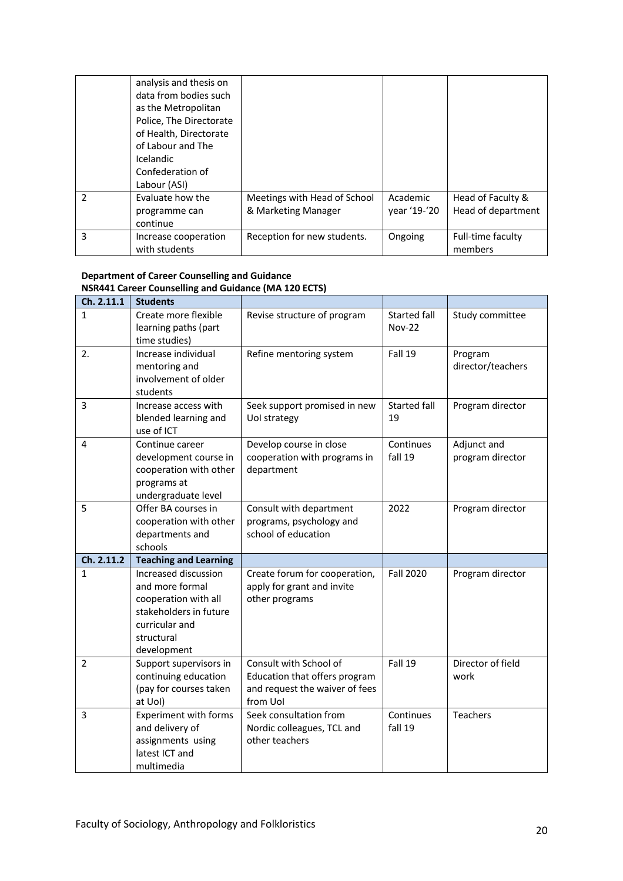|  | analysis and thesis on data from bodies such as the Metropolitan Police, The Directorate of Health, Directorate of Labour and The Icelandic Confederation of Labour (ASI) |  |  |  |
|---|---|---|---|---|
| 2 | Evaluate how the programme can continue | Meetings with Head of School & Marketing Manager | Academic year '19-'20 | Head of Faculty & Head of department |
| 3 | Increase cooperation with students | Reception for new students. | Ongoing | Full-time faculty members |

**Department of Career Counselling and Guidance**
**NSR441 Career Counselling and Guidance (MA 120 ECTS)**

| Ch. 2.11.1 | Students |  |  |  |
|---|---|---|---|---|
| 1 | Create more flexible learning paths (part time studies) | Revise structure of program | Started fall Nov-22 | Study committee |
| 2. | Increase individual mentoring and involvement of older students | Refine mentoring system | Fall 19 | Program director/teachers |
| 3 | Increase access with blended learning and use of ICT | Seek support promised in new UoI strategy | Started fall 19 | Program director |
| 4 | Continue career development course in cooperation with other programs at undergraduate level | Develop course in close cooperation with programs in department | Continues fall 19 | Adjunct and program director |
| 5 | Offer BA courses in cooperation with other departments and schools | Consult with department programs, psychology and school of education | 2022 | Program director |
| **Ch. 2.11.2** | **Teaching and Learning** |  |  |  |
| 1 | Increased discussion and more formal cooperation with all stakeholders in future curricular and structural development | Create forum for cooperation, apply for grant and invite other programs | Fall 2020 | Program director |
| 2 | Support supervisors in continuing education (pay for courses taken at UoI) | Consult with School of Education that offers program and request the waiver of fees from UoI | Fall 19 | Director of field work |
| 3 | Experiment with forms and delivery of assignments using latest ICT and multimedia | Seek consultation from Nordic colleagues, TCL and other teachers | Continues fall 19 | Teachers |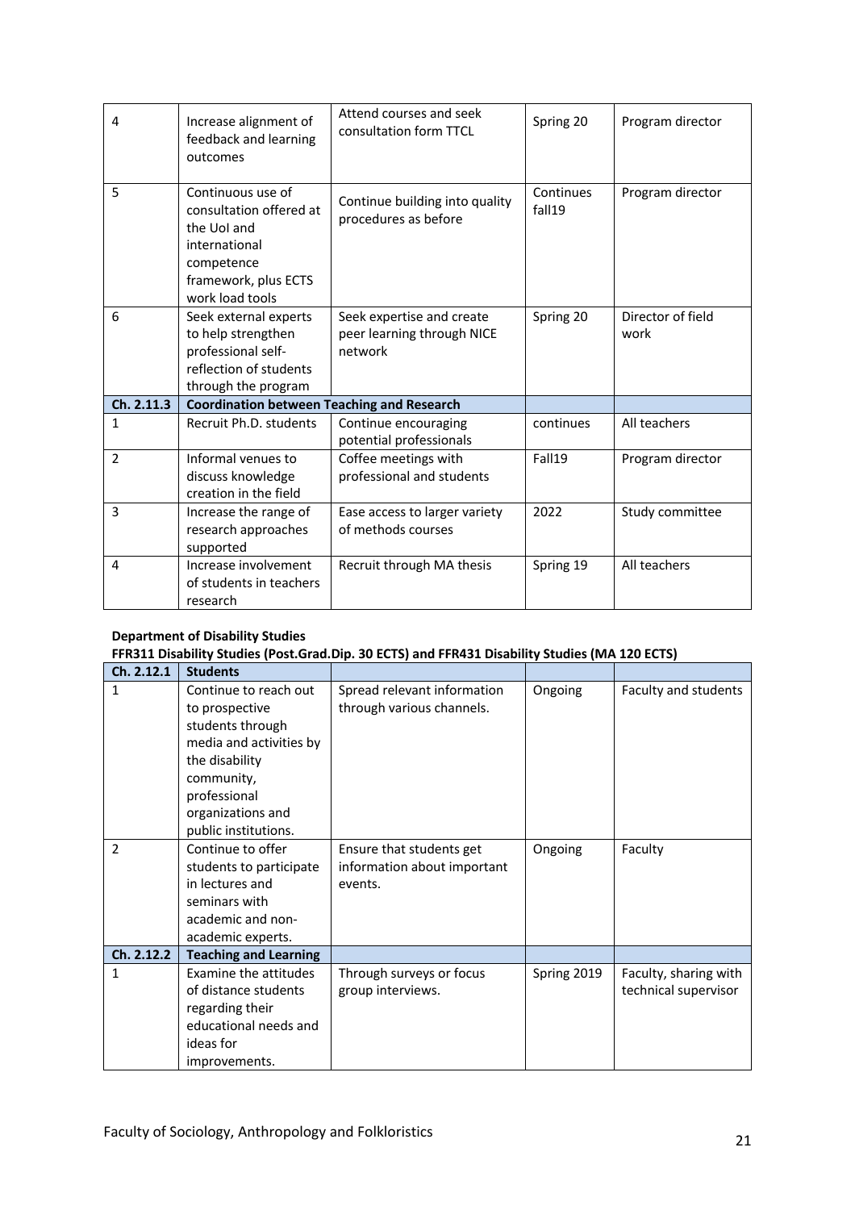| | | | | |
|---|---|---|---|---|
| 4 | Increase alignment of feedback and learning outcomes | Attend courses and seek consultation form TTCL | Spring 20 | Program director |
| 5 | Continuous use of consultation offered at the UoI and international competence framework, plus ECTS work load tools | Continue building into quality procedures as before | Continues fall19 | Program director |
| 6 | Seek external experts to help strengthen professional self-reflection of students through the program | Seek expertise and create peer learning through NICE network | Spring 20 | Director of field work |
| **Ch. 2.11.3** | **Coordination between Teaching and Research** | | | |
| 1 | Recruit Ph.D. students | Continue encouraging potential professionals | continues | All teachers |
| 2 | Informal venues to discuss knowledge creation in the field | Coffee meetings with professional and students | Fall19 | Program director |
| 3 | Increase the range of research approaches supported | Ease access to larger variety of methods courses | 2022 | Study committee |
| 4 | Increase involvement of students in teachers research | Recruit through MA thesis | Spring 19 | All teachers |

**Department of Disability Studies**

**FFR311 Disability Studies (Post.Grad.Dip. 30 ECTS) and FFR431 Disability Studies (MA 120 ECTS)**

| | | | | |
|---|---|---|---|---|
| **Ch. 2.12.1** | **Students** | | | |
| 1 | Continue to reach out to prospective students through media and activities by the disability community, professional organizations and public institutions. | Spread relevant information through various channels. | Ongoing | Faculty and students |
| 2 | Continue to offer students to participate in lectures and seminars with academic and non-academic experts. | Ensure that students get information about important events. | Ongoing | Faculty |
| **Ch. 2.12.2** | **Teaching and Learning** | | | |
| 1 | Examine the attitudes of distance students regarding their educational needs and ideas for improvements. | Through surveys or focus group interviews. | Spring 2019 | Faculty, sharing with technical supervisor |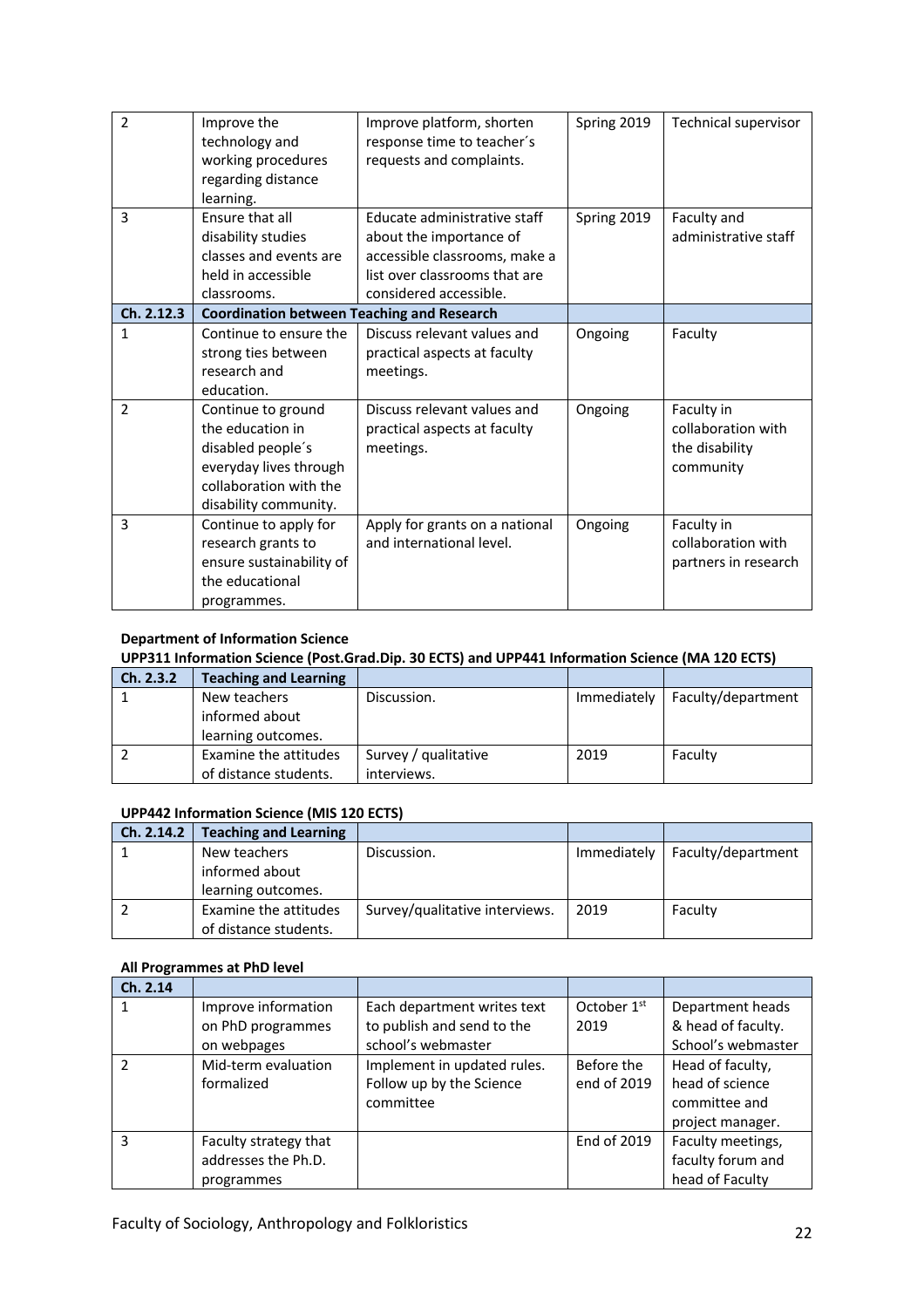| 2 | Improve the technology and working procedures regarding distance learning. | Improve platform, shorten response time to teacher´s requests and complaints. | Spring 2019 | Technical supervisor |
|---|---|---|---|---|
| 3 | Ensure that all disability studies classes and events are held in accessible classrooms. | Educate administrative staff about the importance of accessible classrooms, make a list over classrooms that are considered accessible. | Spring 2019 | Faculty and administrative staff |
| **Ch. 2.12.3** | **Coordination between Teaching and Research** | | | |
| 1 | Continue to ensure the strong ties between research and education. | Discuss relevant values and practical aspects at faculty meetings. | Ongoing | Faculty |
| 2 | Continue to ground the education in disabled people´s everyday lives through collaboration with the disability community. | Discuss relevant values and practical aspects at faculty meetings. | Ongoing | Faculty in collaboration with the disability community |
| 3 | Continue to apply for research grants to ensure sustainability of the educational programmes. | Apply for grants on a national and international level. | Ongoing | Faculty in collaboration with partners in research |

**Department of Information Science**

**UPP311 Information Science (Post.Grad.Dip. 30 ECTS) and UPP441 Information Science (MA 120 ECTS)**

| Ch. 2.3.2 | Teaching and Learning | | | |
|---|---|---|---|---|
| 1 | New teachers informed about learning outcomes. | Discussion. | Immediately | Faculty/department |
| 2 | Examine the attitudes of distance students. | Survey / qualitative interviews. | 2019 | Faculty |

**UPP442 Information Science (MIS 120 ECTS)**

| Ch. 2.14.2 | Teaching and Learning | | | |
|---|---|---|---|---|
| 1 | New teachers informed about learning outcomes. | Discussion. | Immediately | Faculty/department |
| 2 | Examine the attitudes of distance students. | Survey/qualitative interviews. | 2019 | Faculty |

**All Programmes at PhD level**

| Ch. 2.14 | | | | |
|---|---|---|---|---|
| 1 | Improve information on PhD programmes on webpages | Each department writes text to publish and send to the school's webmaster | October 1st 2019 | Department heads & head of faculty. School's webmaster |
| 2 | Mid-term evaluation formalized | Implement in updated rules. Follow up by the Science committee | Before the end of 2019 | Head of faculty, head of science committee and project manager. |
| 3 | Faculty strategy that addresses the Ph.D. programmes | | End of 2019 | Faculty meetings, faculty forum and head of Faculty |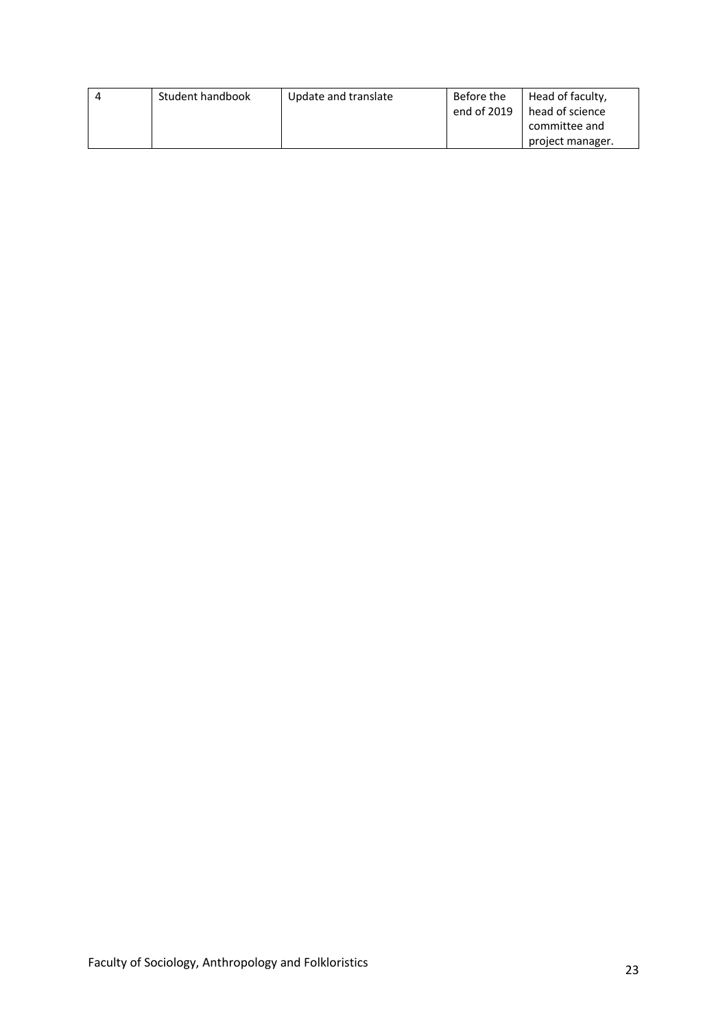| | | | | |
|---|---|---|---|---|
| 4 | Student handbook | Update and translate | Before the end of 2019 | Head of faculty, head of science committee and project manager. |